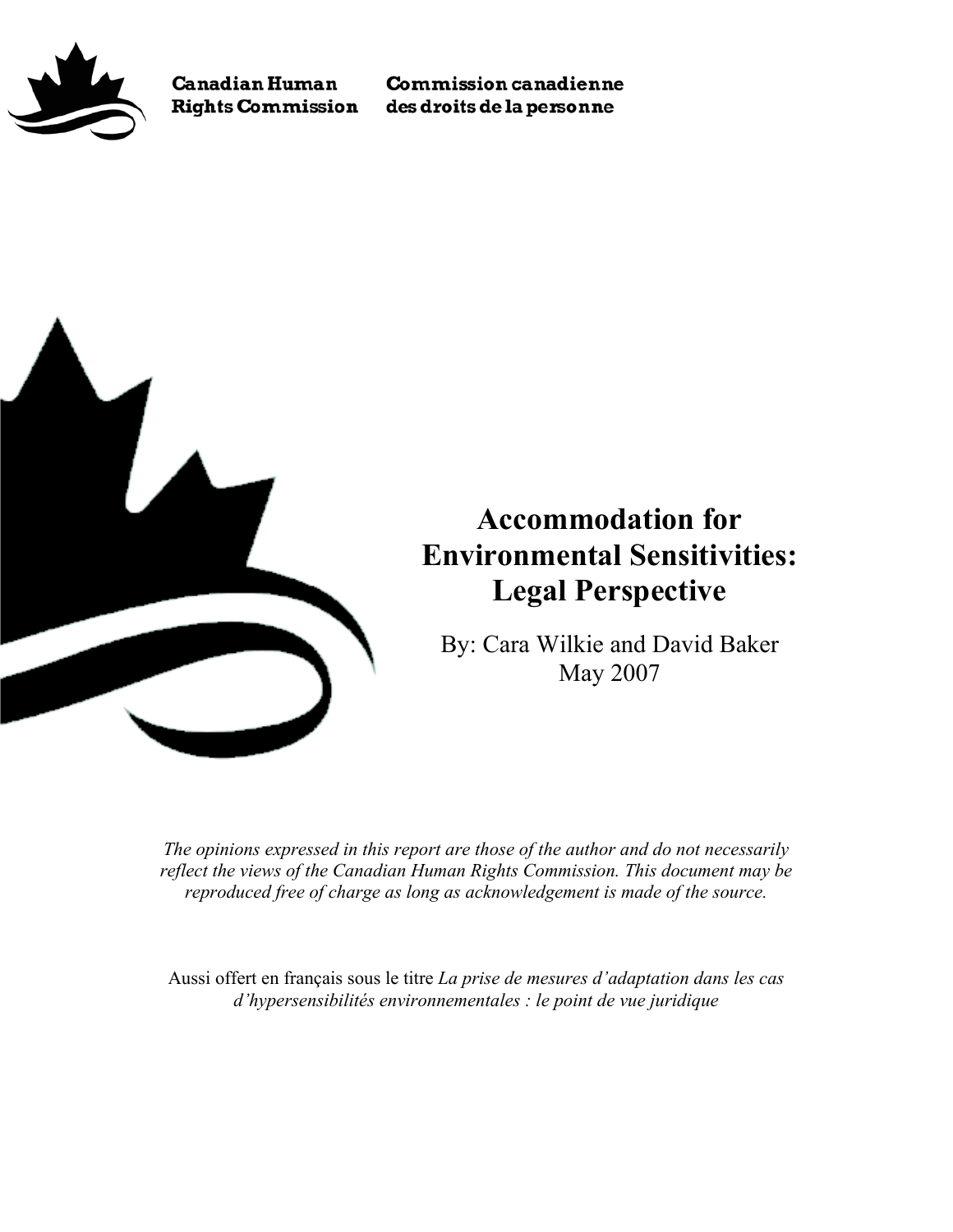**Canadian Human Rights Commission** | **Commission canadienne des droits de la personne**

# Accommodation for Environmental Sensitivities: Legal Perspective

By: Cara Wilkie and David Baker
May 2007

*The opinions expressed in this report are those of the author and do not necessarily reflect the views of the Canadian Human Rights Commission. This document may be reproduced free of charge as long as acknowledgement is made of the source.*

Aussi offert en français sous le titre *La prise de mesures d'adaptation dans les cas d'hypersensibilités environnementales : le point de vue juridique*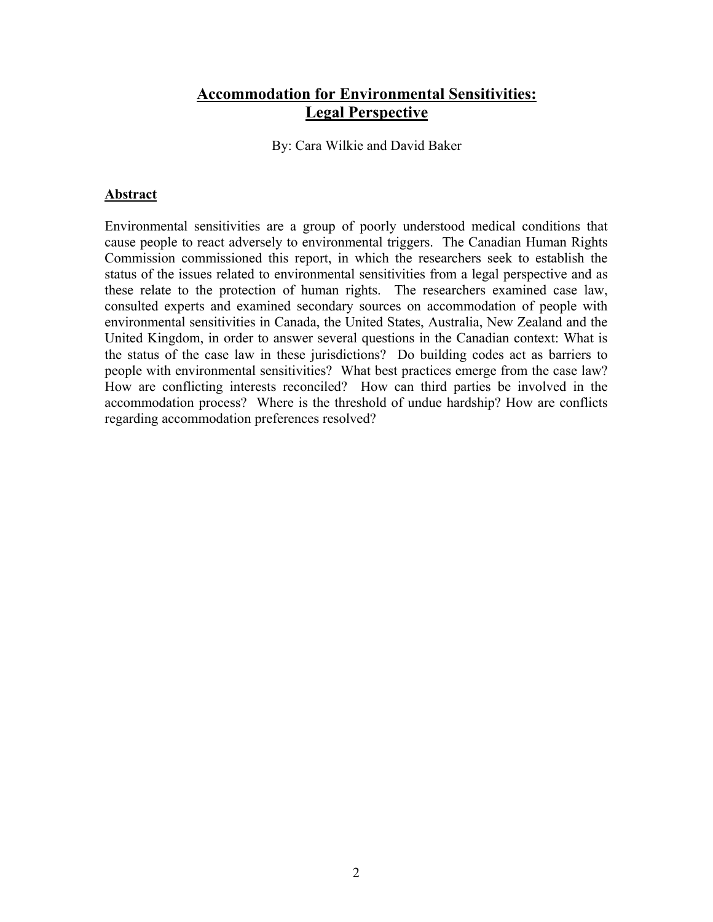# Accommodation for Environmental Sensitivities: Legal Perspective

By: Cara Wilkie and David Baker

## Abstract

Environmental sensitivities are a group of poorly understood medical conditions that cause people to react adversely to environmental triggers. The Canadian Human Rights Commission commissioned this report, in which the researchers seek to establish the status of the issues related to environmental sensitivities from a legal perspective and as these relate to the protection of human rights. The researchers examined case law, consulted experts and examined secondary sources on accommodation of people with environmental sensitivities in Canada, the United States, Australia, New Zealand and the United Kingdom, in order to answer several questions in the Canadian context: What is the status of the case law in these jurisdictions? Do building codes act as barriers to people with environmental sensitivities? What best practices emerge from the case law? How are conflicting interests reconciled? How can third parties be involved in the accommodation process? Where is the threshold of undue hardship? How are conflicts regarding accommodation preferences resolved?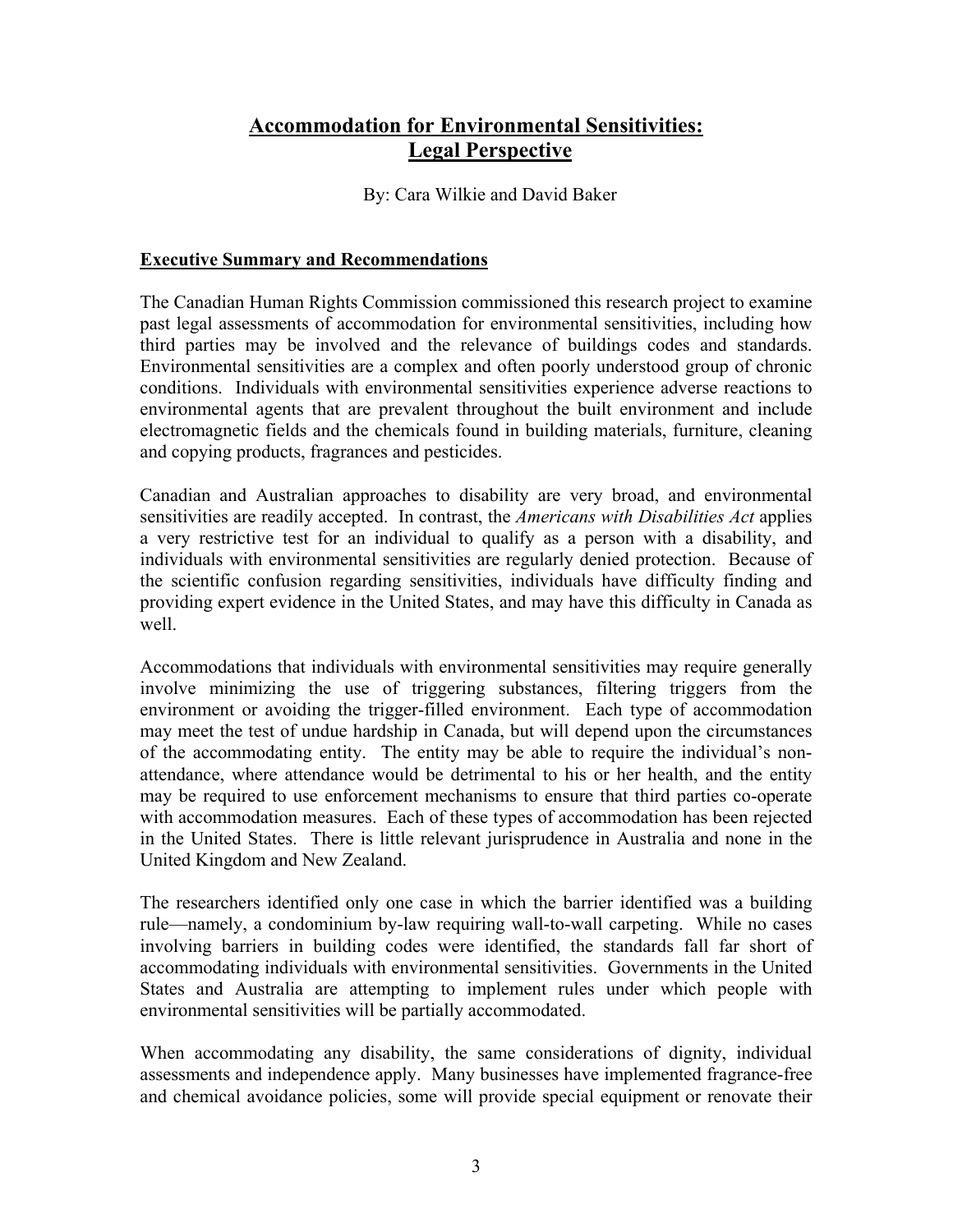# Accommodation for Environmental Sensitivities: Legal Perspective

By: Cara Wilkie and David Baker

## Executive Summary and Recommendations

The Canadian Human Rights Commission commissioned this research project to examine past legal assessments of accommodation for environmental sensitivities, including how third parties may be involved and the relevance of buildings codes and standards. Environmental sensitivities are a complex and often poorly understood group of chronic conditions. Individuals with environmental sensitivities experience adverse reactions to environmental agents that are prevalent throughout the built environment and include electromagnetic fields and the chemicals found in building materials, furniture, cleaning and copying products, fragrances and pesticides.

Canadian and Australian approaches to disability are very broad, and environmental sensitivities are readily accepted. In contrast, the *Americans with Disabilities Act* applies a very restrictive test for an individual to qualify as a person with a disability, and individuals with environmental sensitivities are regularly denied protection. Because of the scientific confusion regarding sensitivities, individuals have difficulty finding and providing expert evidence in the United States, and may have this difficulty in Canada as well.

Accommodations that individuals with environmental sensitivities may require generally involve minimizing the use of triggering substances, filtering triggers from the environment or avoiding the trigger-filled environment. Each type of accommodation may meet the test of undue hardship in Canada, but will depend upon the circumstances of the accommodating entity. The entity may be able to require the individual's non-attendance, where attendance would be detrimental to his or her health, and the entity may be required to use enforcement mechanisms to ensure that third parties co-operate with accommodation measures. Each of these types of accommodation has been rejected in the United States. There is little relevant jurisprudence in Australia and none in the United Kingdom and New Zealand.

The researchers identified only one case in which the barrier identified was a building rule—namely, a condominium by-law requiring wall-to-wall carpeting. While no cases involving barriers in building codes were identified, the standards fall far short of accommodating individuals with environmental sensitivities. Governments in the United States and Australia are attempting to implement rules under which people with environmental sensitivities will be partially accommodated.

When accommodating any disability, the same considerations of dignity, individual assessments and independence apply. Many businesses have implemented fragrance-free and chemical avoidance policies, some will provide special equipment or renovate their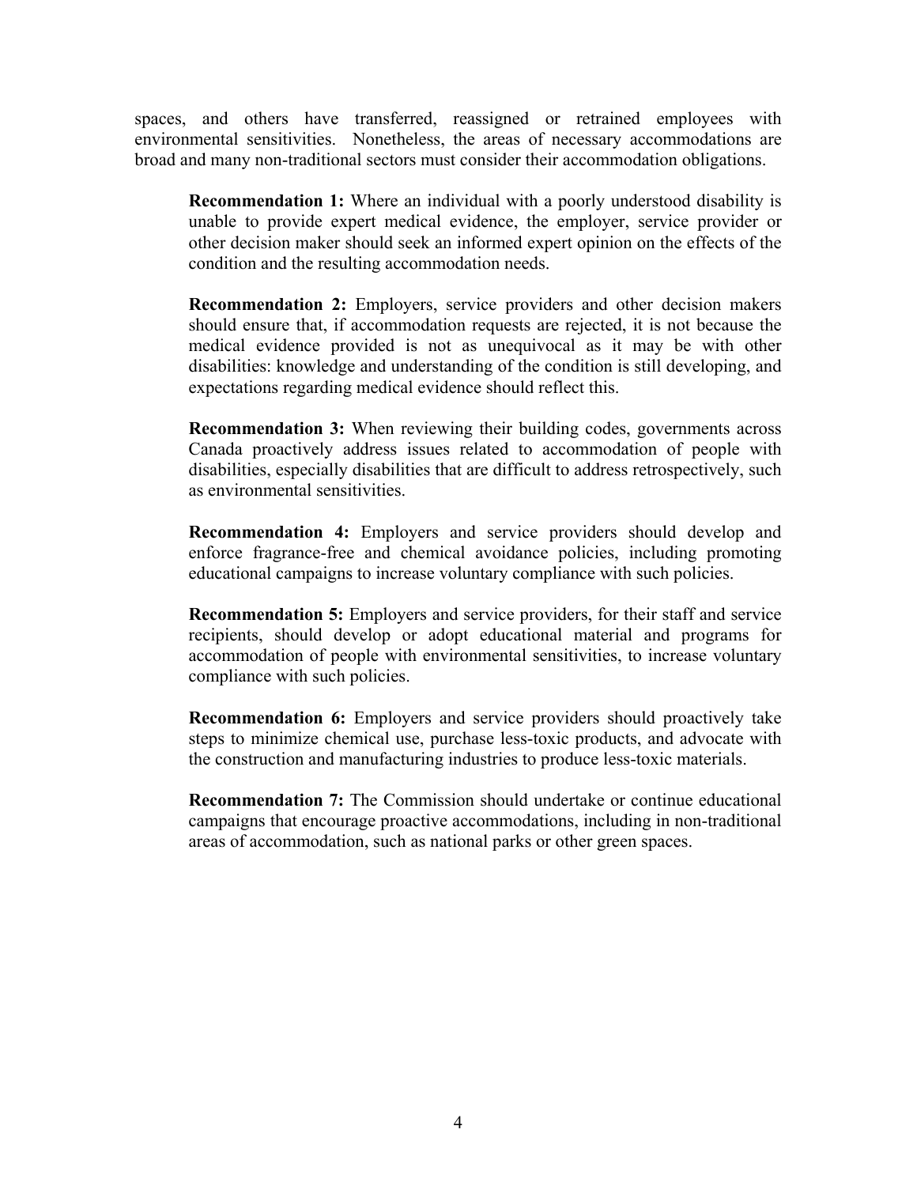spaces, and others have transferred, reassigned or retrained employees with environmental sensitivities. Nonetheless, the areas of necessary accommodations are broad and many non-traditional sectors must consider their accommodation obligations.

> **Recommendation 1:** Where an individual with a poorly understood disability is unable to provide expert medical evidence, the employer, service provider or other decision maker should seek an informed expert opinion on the effects of the condition and the resulting accommodation needs.
>
> **Recommendation 2:** Employers, service providers and other decision makers should ensure that, if accommodation requests are rejected, it is not because the medical evidence provided is not as unequivocal as it may be with other disabilities: knowledge and understanding of the condition is still developing, and expectations regarding medical evidence should reflect this.
>
> **Recommendation 3:** When reviewing their building codes, governments across Canada proactively address issues related to accommodation of people with disabilities, especially disabilities that are difficult to address retrospectively, such as environmental sensitivities.
>
> **Recommendation 4:** Employers and service providers should develop and enforce fragrance-free and chemical avoidance policies, including promoting educational campaigns to increase voluntary compliance with such policies.
>
> **Recommendation 5:** Employers and service providers, for their staff and service recipients, should develop or adopt educational material and programs for accommodation of people with environmental sensitivities, to increase voluntary compliance with such policies.
>
> **Recommendation 6:** Employers and service providers should proactively take steps to minimize chemical use, purchase less-toxic products, and advocate with the construction and manufacturing industries to produce less-toxic materials.
>
> **Recommendation 7:** The Commission should undertake or continue educational campaigns that encourage proactive accommodations, including in non-traditional areas of accommodation, such as national parks or other green spaces.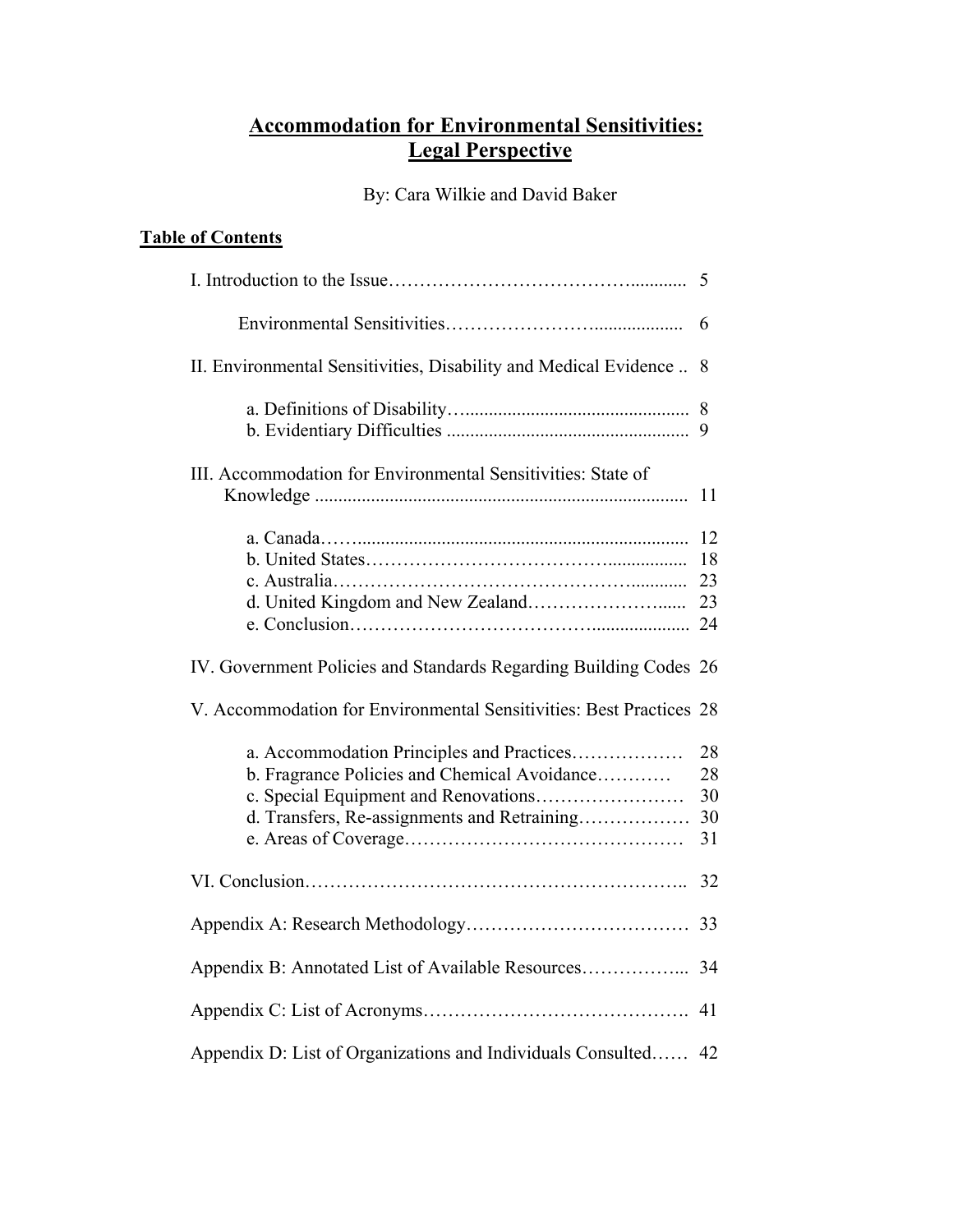# Accommodation for Environmental Sensitivities: Legal Perspective

By: Cara Wilkie and David Baker

## Table of Contents

| | |
|---|---|
| I. Introduction to the Issue | 5 |
| Environmental Sensitivities | 6 |
| II. Environmental Sensitivities, Disability and Medical Evidence | 8 |
| a. Definitions of Disability | 8 |
| b. Evidentiary Difficulties | 9 |
| III. Accommodation for Environmental Sensitivities: State of Knowledge | 11 |
| a. Canada | 12 |
| b. United States | 18 |
| c. Australia | 23 |
| d. United Kingdom and New Zealand | 23 |
| e. Conclusion | 24 |
| IV. Government Policies and Standards Regarding Building Codes | 26 |
| V. Accommodation for Environmental Sensitivities: Best Practices | 28 |
| a. Accommodation Principles and Practices | 28 |
| b. Fragrance Policies and Chemical Avoidance | 28 |
| c. Special Equipment and Renovations | 30 |
| d. Transfers, Re-assignments and Retraining | 30 |
| e. Areas of Coverage | 31 |
| VI. Conclusion | 32 |
| Appendix A: Research Methodology | 33 |
| Appendix B: Annotated List of Available Resources | 34 |
| Appendix C: List of Acronyms | 41 |
| Appendix D: List of Organizations and Individuals Consulted | 42 |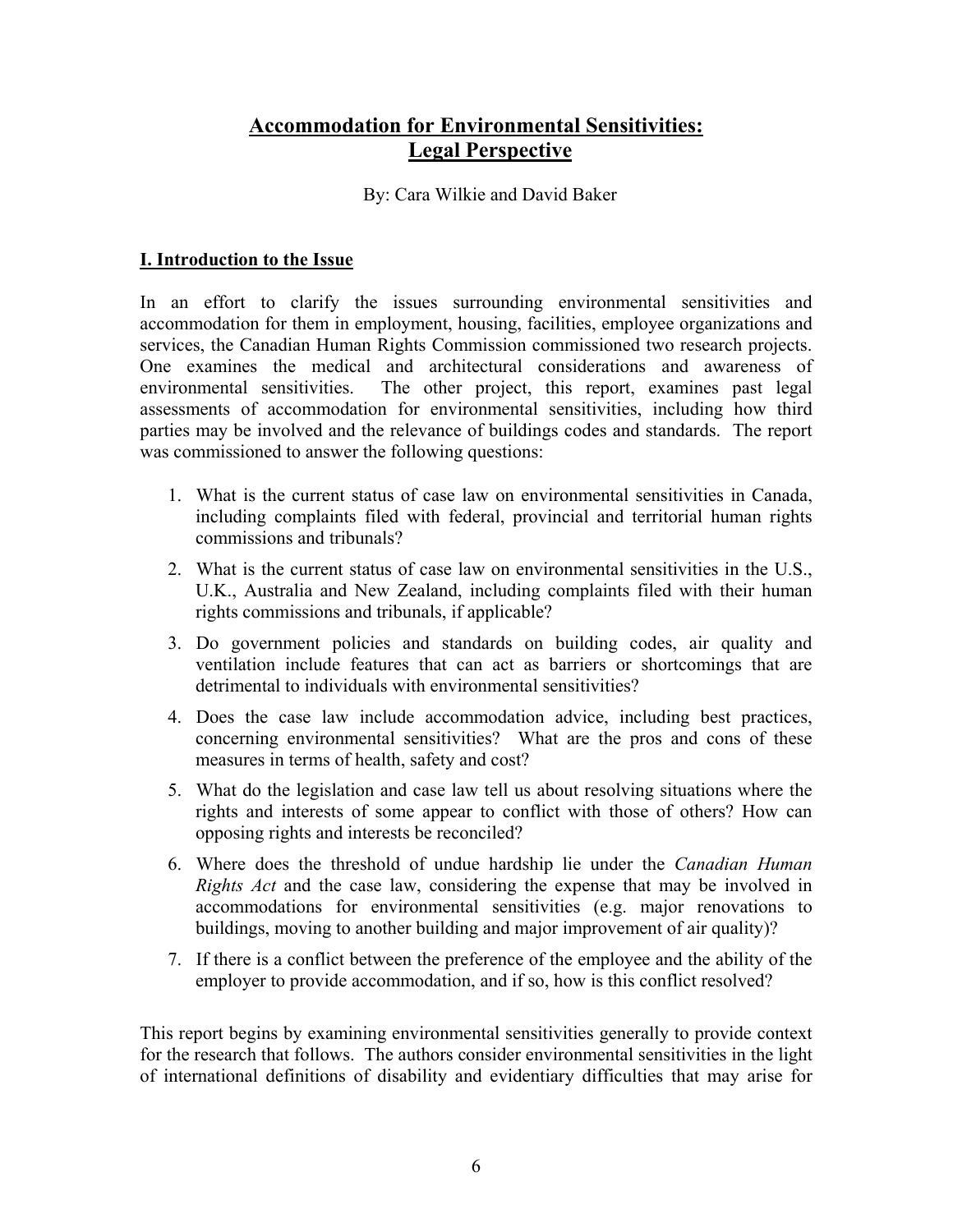# **Accommodation for Environmental Sensitivities: Legal Perspective**

By: Cara Wilkie and David Baker

## **I. Introduction to the Issue**

In an effort to clarify the issues surrounding environmental sensitivities and accommodation for them in employment, housing, facilities, employee organizations and services, the Canadian Human Rights Commission commissioned two research projects. One examines the medical and architectural considerations and awareness of environmental sensitivities. The other project, this report, examines past legal assessments of accommodation for environmental sensitivities, including how third parties may be involved and the relevance of buildings codes and standards. The report was commissioned to answer the following questions:

1. What is the current status of case law on environmental sensitivities in Canada, including complaints filed with federal, provincial and territorial human rights commissions and tribunals?
2. What is the current status of case law on environmental sensitivities in the U.S., U.K., Australia and New Zealand, including complaints filed with their human rights commissions and tribunals, if applicable?
3. Do government policies and standards on building codes, air quality and ventilation include features that can act as barriers or shortcomings that are detrimental to individuals with environmental sensitivities?
4. Does the case law include accommodation advice, including best practices, concerning environmental sensitivities? What are the pros and cons of these measures in terms of health, safety and cost?
5. What do the legislation and case law tell us about resolving situations where the rights and interests of some appear to conflict with those of others? How can opposing rights and interests be reconciled?
6. Where does the threshold of undue hardship lie under the *Canadian Human Rights Act* and the case law, considering the expense that may be involved in accommodations for environmental sensitivities (e.g. major renovations to buildings, moving to another building and major improvement of air quality)?
7. If there is a conflict between the preference of the employee and the ability of the employer to provide accommodation, and if so, how is this conflict resolved?

This report begins by examining environmental sensitivities generally to provide context for the research that follows. The authors consider environmental sensitivities in the light of international definitions of disability and evidentiary difficulties that may arise for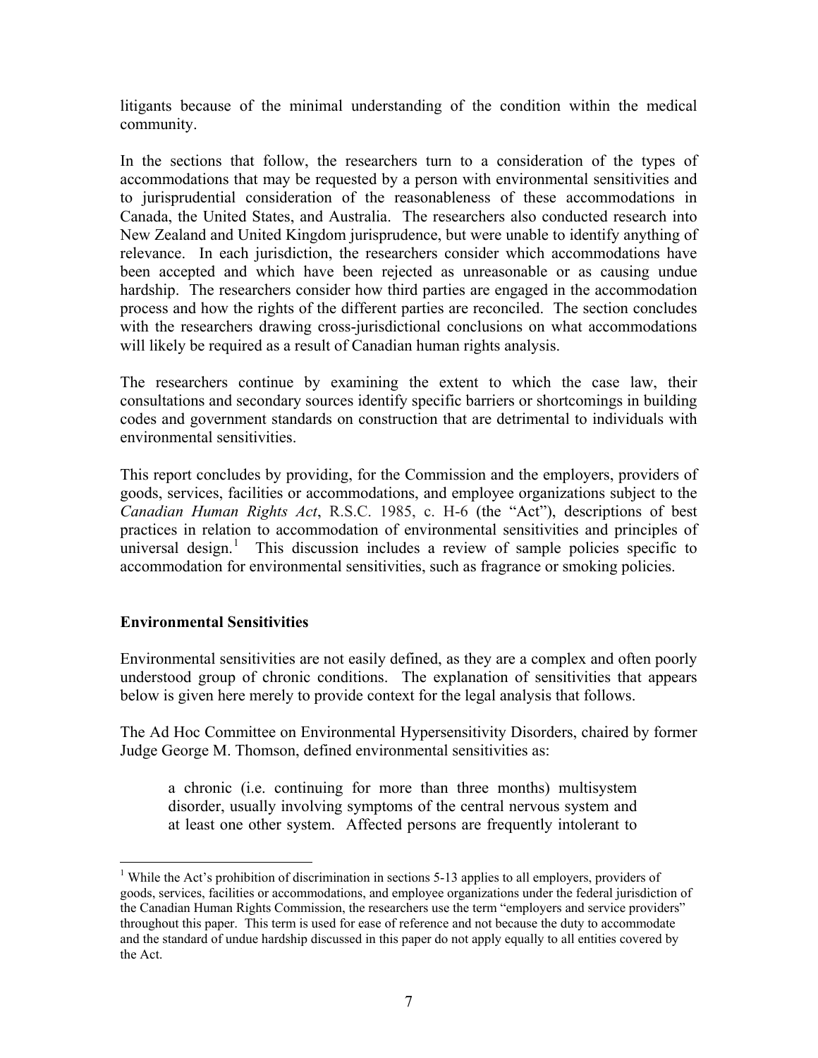litigants because of the minimal understanding of the condition within the medical community.

In the sections that follow, the researchers turn to a consideration of the types of accommodations that may be requested by a person with environmental sensitivities and to jurisprudential consideration of the reasonableness of these accommodations in Canada, the United States, and Australia. The researchers also conducted research into New Zealand and United Kingdom jurisprudence, but were unable to identify anything of relevance. In each jurisdiction, the researchers consider which accommodations have been accepted and which have been rejected as unreasonable or as causing undue hardship. The researchers consider how third parties are engaged in the accommodation process and how the rights of the different parties are reconciled. The section concludes with the researchers drawing cross-jurisdictional conclusions on what accommodations will likely be required as a result of Canadian human rights analysis.

The researchers continue by examining the extent to which the case law, their consultations and secondary sources identify specific barriers or shortcomings in building codes and government standards on construction that are detrimental to individuals with environmental sensitivities.

This report concludes by providing, for the Commission and the employers, providers of goods, services, facilities or accommodations, and employee organizations subject to the *Canadian Human Rights Act*, R.S.C. 1985, c. H-6 (the "Act"), descriptions of best practices in relation to accommodation of environmental sensitivities and principles of universal design.[1] This discussion includes a review of sample policies specific to accommodation for environmental sensitivities, such as fragrance or smoking policies.

## Environmental Sensitivities

Environmental sensitivities are not easily defined, as they are a complex and often poorly understood group of chronic conditions. The explanation of sensitivities that appears below is given here merely to provide context for the legal analysis that follows.

The Ad Hoc Committee on Environmental Hypersensitivity Disorders, chaired by former Judge George M. Thomson, defined environmental sensitivities as:

> a chronic (i.e. continuing for more than three months) multisystem disorder, usually involving symptoms of the central nervous system and at least one other system. Affected persons are frequently intolerant to

---

[1] While the Act's prohibition of discrimination in sections 5-13 applies to all employers, providers of goods, services, facilities or accommodations, and employee organizations under the federal jurisdiction of the Canadian Human Rights Commission, the researchers use the term "employers and service providers" throughout this paper. This term is used for ease of reference and not because the duty to accommodate and the standard of undue hardship discussed in this paper do not apply equally to all entities covered by the Act.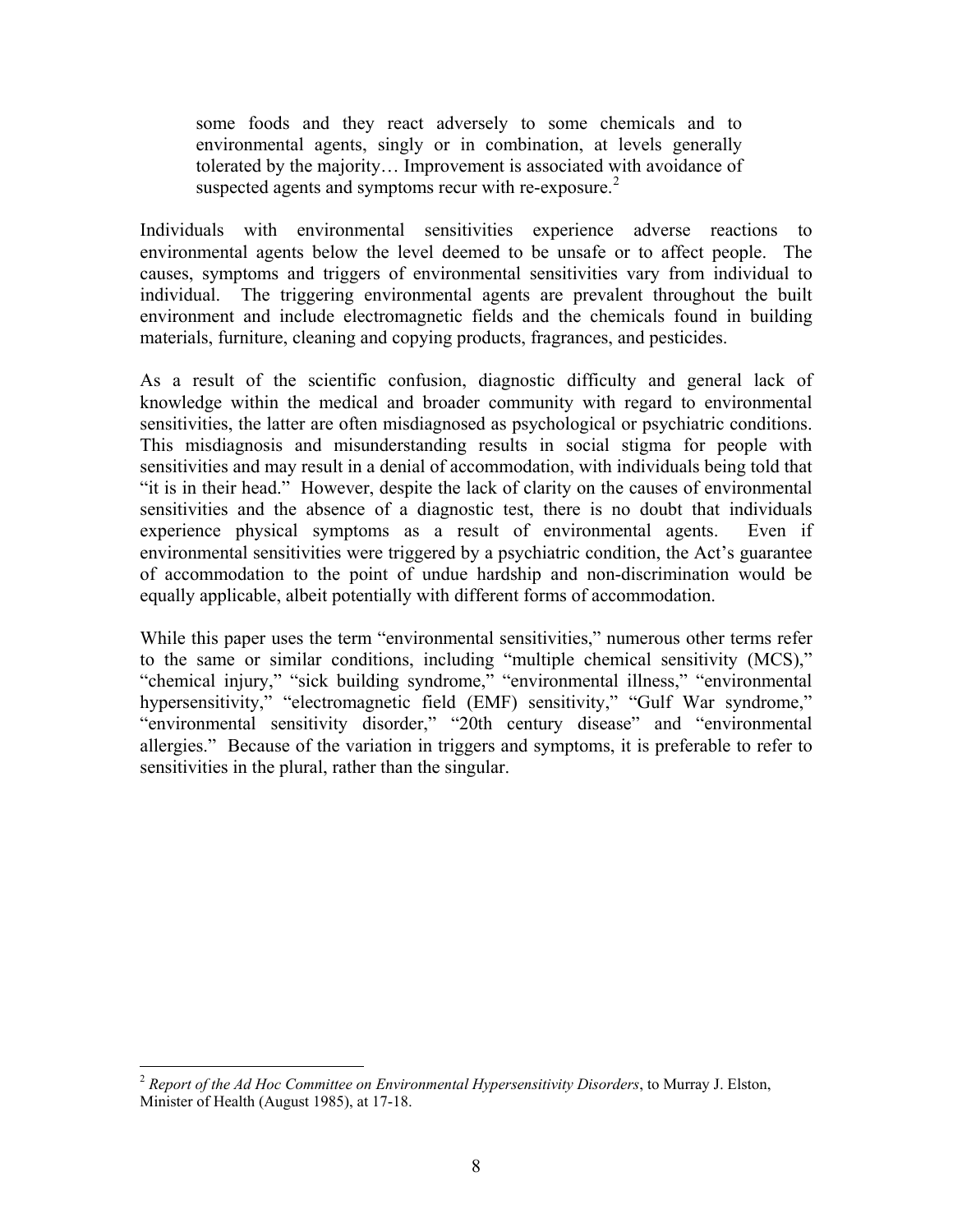> some foods and they react adversely to some chemicals and to environmental agents, singly or in combination, at levels generally tolerated by the majority… Improvement is associated with avoidance of suspected agents and symptoms recur with re-exposure.[2]

Individuals with environmental sensitivities experience adverse reactions to environmental agents below the level deemed to be unsafe or to affect people. The causes, symptoms and triggers of environmental sensitivities vary from individual to individual. The triggering environmental agents are prevalent throughout the built environment and include electromagnetic fields and the chemicals found in building materials, furniture, cleaning and copying products, fragrances, and pesticides.

As a result of the scientific confusion, diagnostic difficulty and general lack of knowledge within the medical and broader community with regard to environmental sensitivities, the latter are often misdiagnosed as psychological or psychiatric conditions. This misdiagnosis and misunderstanding results in social stigma for people with sensitivities and may result in a denial of accommodation, with individuals being told that "it is in their head." However, despite the lack of clarity on the causes of environmental sensitivities and the absence of a diagnostic test, there is no doubt that individuals experience physical symptoms as a result of environmental agents. Even if environmental sensitivities were triggered by a psychiatric condition, the Act's guarantee of accommodation to the point of undue hardship and non-discrimination would be equally applicable, albeit potentially with different forms of accommodation.

While this paper uses the term "environmental sensitivities," numerous other terms refer to the same or similar conditions, including "multiple chemical sensitivity (MCS)," "chemical injury," "sick building syndrome," "environmental illness," "environmental hypersensitivity," "electromagnetic field (EMF) sensitivity," "Gulf War syndrome," "environmental sensitivity disorder," "20th century disease" and "environmental allergies." Because of the variation in triggers and symptoms, it is preferable to refer to sensitivities in the plural, rather than the singular.

---

[2] *Report of the Ad Hoc Committee on Environmental Hypersensitivity Disorders*, to Murray J. Elston, Minister of Health (August 1985), at 17-18.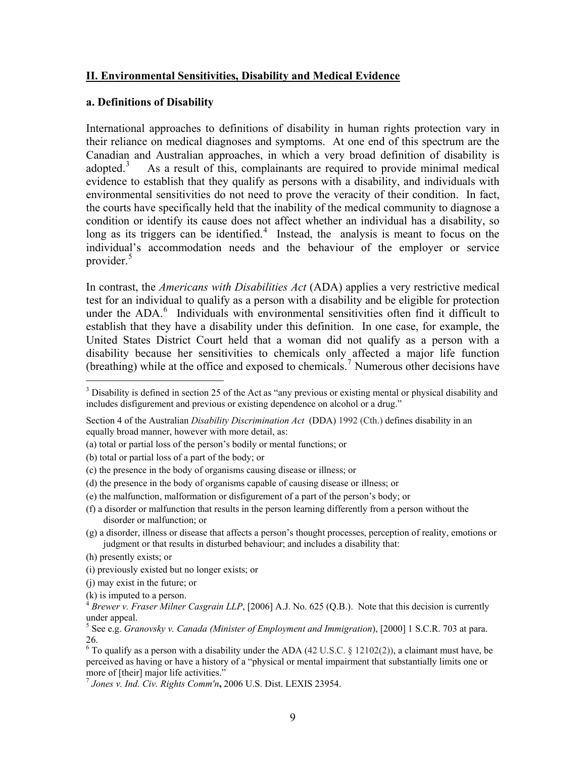## II. Environmental Sensitivities, Disability and Medical Evidence

### a. Definitions of Disability

International approaches to definitions of disability in human rights protection vary in their reliance on medical diagnoses and symptoms. At one end of this spectrum are the Canadian and Australian approaches, in which a very broad definition of disability is adopted.[3] As a result of this, complainants are required to provide minimal medical evidence to establish that they qualify as persons with a disability, and individuals with environmental sensitivities do not need to prove the veracity of their condition. In fact, the courts have specifically held that the inability of the medical community to diagnose a condition or identify its cause does not affect whether an individual has a disability, so long as its triggers can be identified.[4] Instead, the analysis is meant to focus on the individual's accommodation needs and the behaviour of the employer or service provider.[5]

In contrast, the *Americans with Disabilities Act* (ADA) applies a very restrictive medical test for an individual to qualify as a person with a disability and be eligible for protection under the ADA.[6] Individuals with environmental sensitivities often find it difficult to establish that they have a disability under this definition. In one case, for example, the United States District Court held that a woman did not qualify as a person with a disability because her sensitivities to chemicals only affected a major life function (breathing) while at the office and exposed to chemicals.[7] Numerous other decisions have

---

[3] Disability is defined in section 25 of the Act as "any previous or existing mental or physical disability and includes disfigurement and previous or existing dependence on alcohol or a drug."

Section 4 of the Australian *Disability Discrimination Act* (DDA) 1992 (Cth.) defines disability in an equally broad manner, however with more detail, as:

(a) total or partial loss of the person's bodily or mental functions; or

(b) total or partial loss of a part of the body; or

(c) the presence in the body of organisms causing disease or illness; or

(d) the presence in the body of organisms capable of causing disease or illness; or

(e) the malfunction, malformation or disfigurement of a part of the person's body; or

(f) a disorder or malfunction that results in the person learning differently from a person without the disorder or malfunction; or

(g) a disorder, illness or disease that affects a person's thought processes, perception of reality, emotions or judgment or that results in disturbed behaviour; and includes a disability that:

(h) presently exists; or

(i) previously existed but no longer exists; or

(j) may exist in the future; or

(k) is imputed to a person.

[4] *Brewer v. Fraser Milner Casgrain LLP*, [2006] A.J. No. 625 (Q.B.). Note that this decision is currently under appeal.

[5] See e.g. *Granovsky v. Canada (Minister of Employment and Immigration*), [2000] 1 S.C.R. 703 at para. 26.

[6] To qualify as a person with a disability under the ADA (42 U.S.C. § 12102(2)), a claimant must have, be perceived as having or have a history of a "physical or mental impairment that substantially limits one or more of [their] major life activities."

[7] *Jones v. Ind. Civ. Rights Comm'n***,** 2006 U.S. Dist. LEXIS 23954.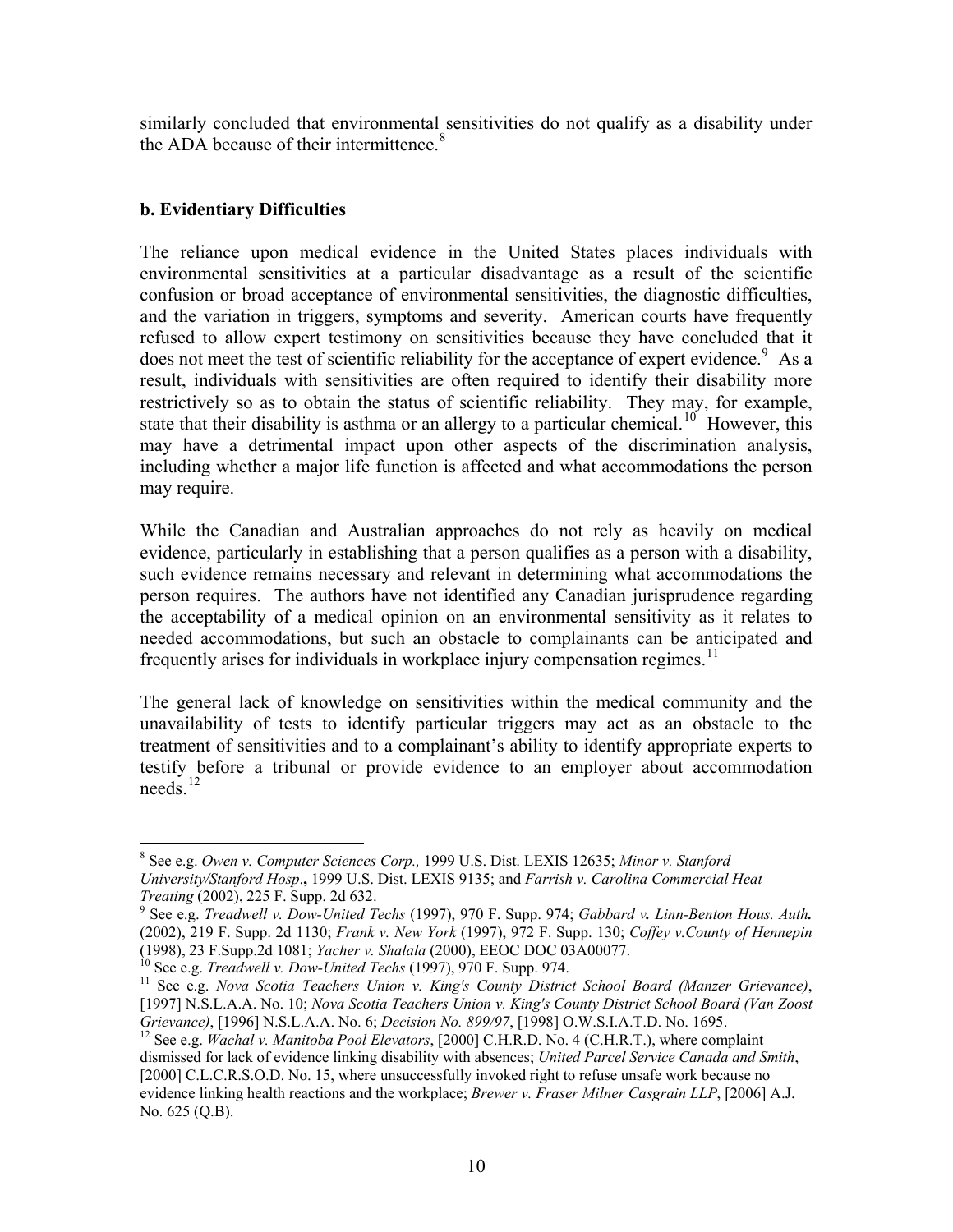similarly concluded that environmental sensitivities do not qualify as a disability under the ADA because of their intermittence.[8]

**b. Evidentiary Difficulties**

The reliance upon medical evidence in the United States places individuals with environmental sensitivities at a particular disadvantage as a result of the scientific confusion or broad acceptance of environmental sensitivities, the diagnostic difficulties, and the variation in triggers, symptoms and severity. American courts have frequently refused to allow expert testimony on sensitivities because they have concluded that it does not meet the test of scientific reliability for the acceptance of expert evidence.[9] As a result, individuals with sensitivities are often required to identify their disability more restrictively so as to obtain the status of scientific reliability. They may, for example, state that their disability is asthma or an allergy to a particular chemical.[10] However, this may have a detrimental impact upon other aspects of the discrimination analysis, including whether a major life function is affected and what accommodations the person may require.

While the Canadian and Australian approaches do not rely as heavily on medical evidence, particularly in establishing that a person qualifies as a person with a disability, such evidence remains necessary and relevant in determining what accommodations the person requires. The authors have not identified any Canadian jurisprudence regarding the acceptability of a medical opinion on an environmental sensitivity as it relates to needed accommodations, but such an obstacle to complainants can be anticipated and frequently arises for individuals in workplace injury compensation regimes.[11]

The general lack of knowledge on sensitivities within the medical community and the unavailability of tests to identify particular triggers may act as an obstacle to the treatment of sensitivities and to a complainant's ability to identify appropriate experts to testify before a tribunal or provide evidence to an employer about accommodation needs.[12]

---

[8] See e.g. *Owen v. Computer Sciences Corp.,* 1999 U.S. Dist. LEXIS 12635; *Minor v. Stanford University/Stanford Hosp*.**,** 1999 U.S. Dist. LEXIS 9135; and *Farrish v. Carolina Commercial Heat Treating* (2002), 225 F. Supp. 2d 632.

[9] See e.g. *Treadwell v. Dow-United Techs* (1997), 970 F. Supp. 974; *Gabbard v. Linn-Benton Hous. Auth.* (2002), 219 F. Supp. 2d 1130; *Frank v. New York* (1997), 972 F. Supp. 130; *Coffey v.County of Hennepin* (1998), 23 F.Supp.2d 1081; *Yacher v. Shalala* (2000), EEOC DOC 03A00077.

[10] See e.g. *Treadwell v. Dow-United Techs* (1997), 970 F. Supp. 974.

[11] See e.g. *Nova Scotia Teachers Union v. King's County District School Board (Manzer Grievance)*, [1997] N.S.L.A.A. No. 10; *Nova Scotia Teachers Union v. King's County District School Board (Van Zoost Grievance)*, [1996] N.S.L.A.A. No. 6; *Decision No. 899/97*, [1998] O.W.S.I.A.T.D. No. 1695.

[12] See e.g. *Wachal v. Manitoba Pool Elevators*, [2000] C.H.R.D. No. 4 (C.H.R.T.), where complaint dismissed for lack of evidence linking disability with absences; *United Parcel Service Canada and Smith*, [2000] C.L.C.R.S.O.D. No. 15, where unsuccessfully invoked right to refuse unsafe work because no evidence linking health reactions and the workplace; *Brewer v. Fraser Milner Casgrain LLP*, [2006] A.J. No. 625 (Q.B).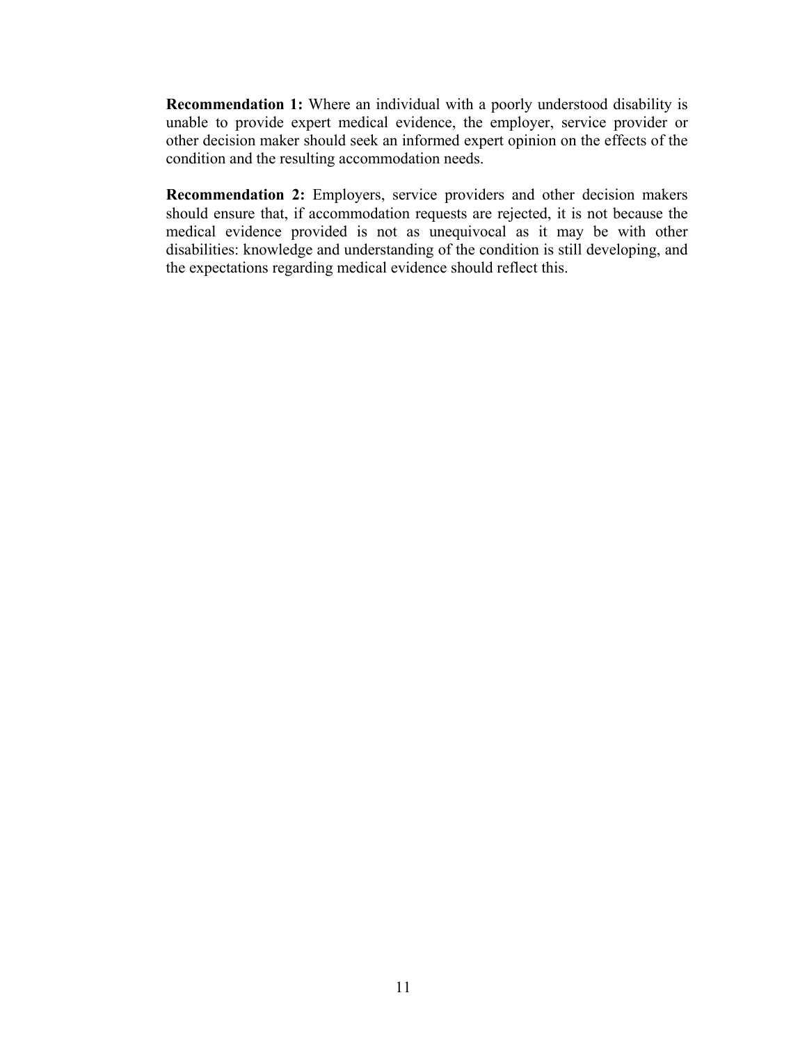**Recommendation 1:** Where an individual with a poorly understood disability is unable to provide expert medical evidence, the employer, service provider or other decision maker should seek an informed expert opinion on the effects of the condition and the resulting accommodation needs.

**Recommendation 2:** Employers, service providers and other decision makers should ensure that, if accommodation requests are rejected, it is not because the medical evidence provided is not as unequivocal as it may be with other disabilities: knowledge and understanding of the condition is still developing, and the expectations regarding medical evidence should reflect this.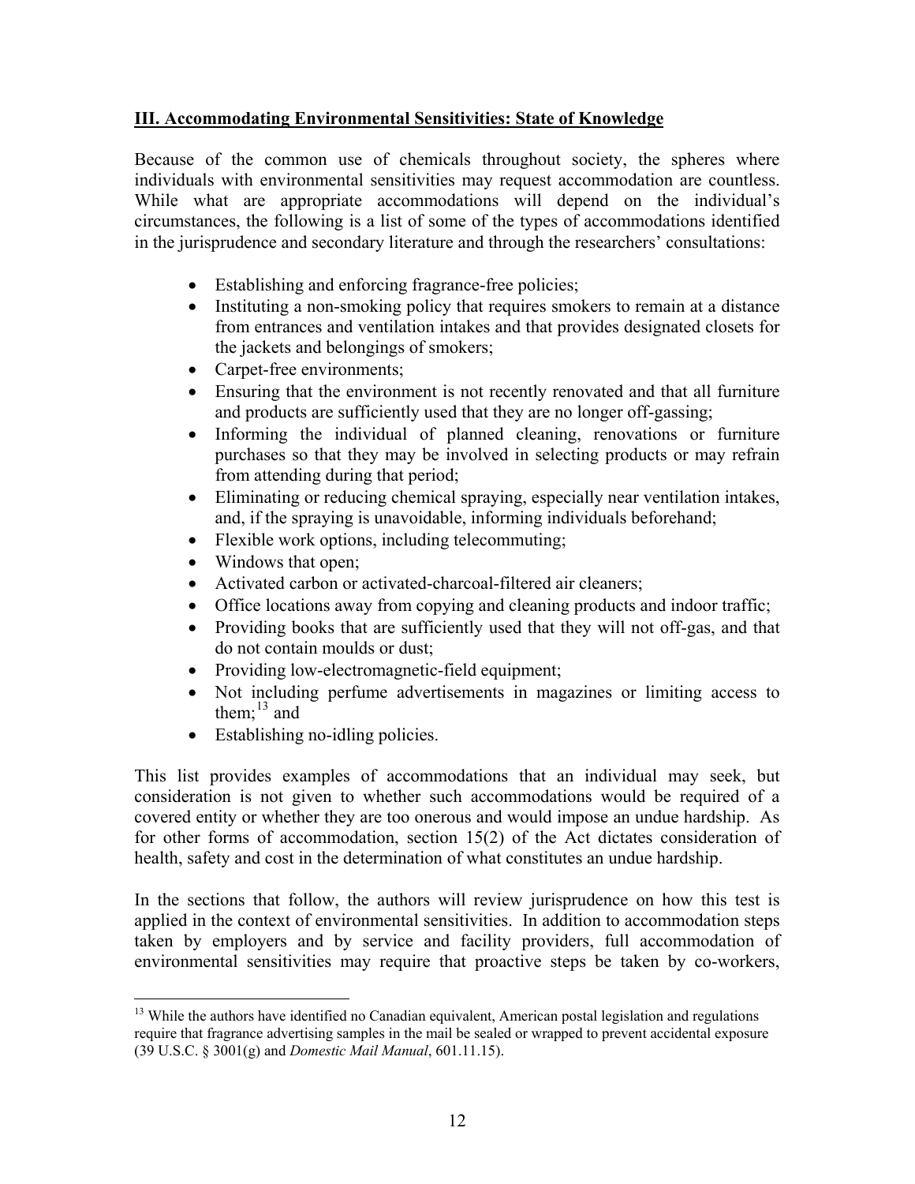## III. Accommodating Environmental Sensitivities: State of Knowledge

Because of the common use of chemicals throughout society, the spheres where individuals with environmental sensitivities may request accommodation are countless. While what are appropriate accommodations will depend on the individual's circumstances, the following is a list of some of the types of accommodations identified in the jurisprudence and secondary literature and through the researchers' consultations:

- Establishing and enforcing fragrance-free policies;
- Instituting a non-smoking policy that requires smokers to remain at a distance from entrances and ventilation intakes and that provides designated closets for the jackets and belongings of smokers;
- Carpet-free environments;
- Ensuring that the environment is not recently renovated and that all furniture and products are sufficiently used that they are no longer off-gassing;
- Informing the individual of planned cleaning, renovations or furniture purchases so that they may be involved in selecting products or may refrain from attending during that period;
- Eliminating or reducing chemical spraying, especially near ventilation intakes, and, if the spraying is unavoidable, informing individuals beforehand;
- Flexible work options, including telecommuting;
- Windows that open;
- Activated carbon or activated-charcoal-filtered air cleaners;
- Office locations away from copying and cleaning products and indoor traffic;
- Providing books that are sufficiently used that they will not off-gas, and that do not contain moulds or dust;
- Providing low-electromagnetic-field equipment;
- Not including perfume advertisements in magazines or limiting access to them;[13] and
- Establishing no-idling policies.

This list provides examples of accommodations that an individual may seek, but consideration is not given to whether such accommodations would be required of a covered entity or whether they are too onerous and would impose an undue hardship. As for other forms of accommodation, section 15(2) of the Act dictates consideration of health, safety and cost in the determination of what constitutes an undue hardship.

In the sections that follow, the authors will review jurisprudence on how this test is applied in the context of environmental sensitivities. In addition to accommodation steps taken by employers and by service and facility providers, full accommodation of environmental sensitivities may require that proactive steps be taken by co-workers,

---

[13] While the authors have identified no Canadian equivalent, American postal legislation and regulations require that fragrance advertising samples in the mail be sealed or wrapped to prevent accidental exposure (39 U.S.C. § 3001(g) and *Domestic Mail Manual*, 601.11.15).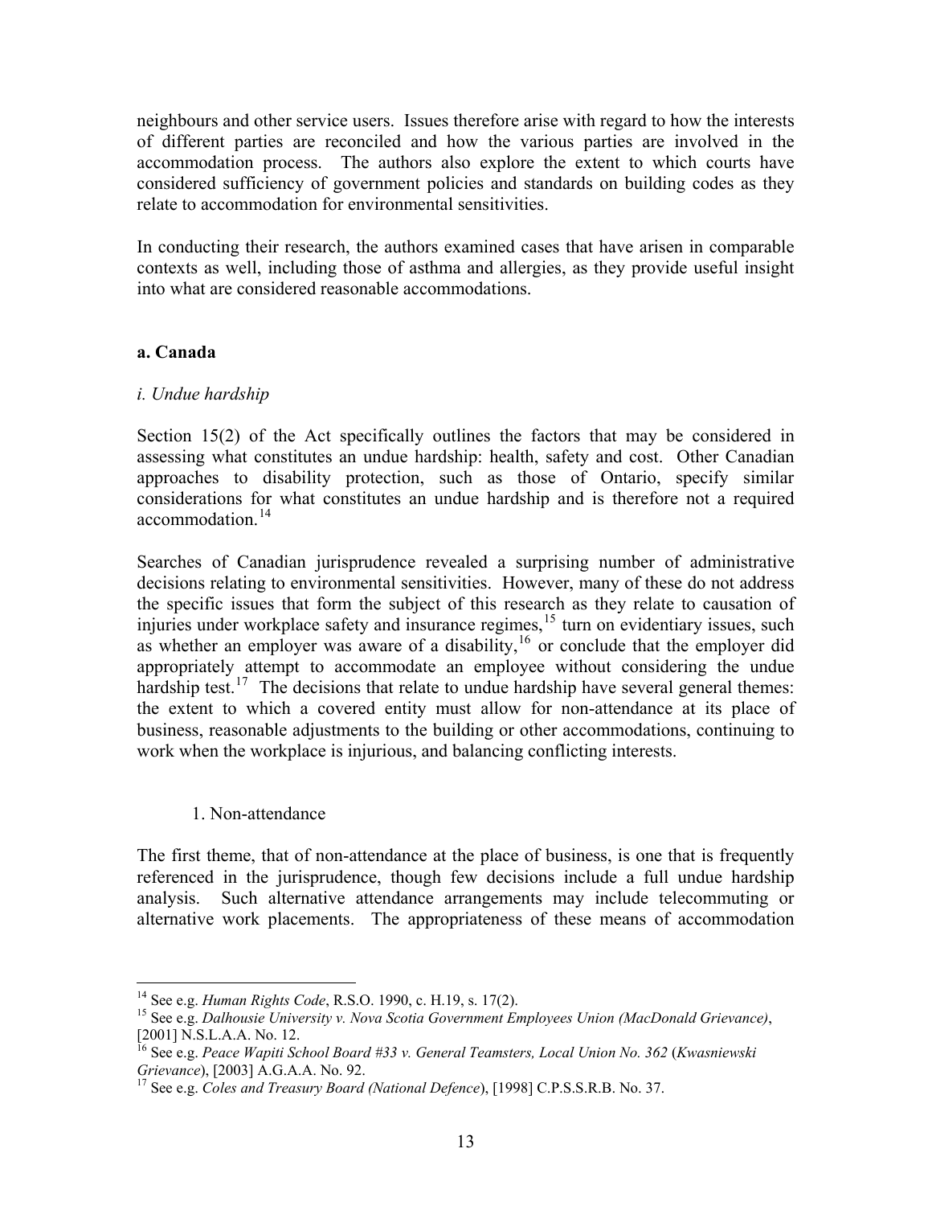neighbours and other service users. Issues therefore arise with regard to how the interests of different parties are reconciled and how the various parties are involved in the accommodation process. The authors also explore the extent to which courts have considered sufficiency of government policies and standards on building codes as they relate to accommodation for environmental sensitivities.

In conducting their research, the authors examined cases that have arisen in comparable contexts as well, including those of asthma and allergies, as they provide useful insight into what are considered reasonable accommodations.

### a. Canada

#### *i. Undue hardship*

Section 15(2) of the Act specifically outlines the factors that may be considered in assessing what constitutes an undue hardship: health, safety and cost. Other Canadian approaches to disability protection, such as those of Ontario, specify similar considerations for what constitutes an undue hardship and is therefore not a required accommodation.[14]

Searches of Canadian jurisprudence revealed a surprising number of administrative decisions relating to environmental sensitivities. However, many of these do not address the specific issues that form the subject of this research as they relate to causation of injuries under workplace safety and insurance regimes,[15] turn on evidentiary issues, such as whether an employer was aware of a disability,[16] or conclude that the employer did appropriately attempt to accommodate an employee without considering the undue hardship test.[17] The decisions that relate to undue hardship have several general themes: the extent to which a covered entity must allow for non-attendance at its place of business, reasonable adjustments to the building or other accommodations, continuing to work when the workplace is injurious, and balancing conflicting interests.

1. Non-attendance

The first theme, that of non-attendance at the place of business, is one that is frequently referenced in the jurisprudence, though few decisions include a full undue hardship analysis. Such alternative attendance arrangements may include telecommuting or alternative work placements. The appropriateness of these means of accommodation

---

[14] See e.g. *Human Rights Code*, R.S.O. 1990, c. H.19, s. 17(2).

[15] See e.g. *Dalhousie University v. Nova Scotia Government Employees Union (MacDonald Grievance)*, [2001] N.S.L.A.A. No. 12.

[16] See e.g. *Peace Wapiti School Board #33 v. General Teamsters, Local Union No. 362* (*Kwasniewski Grievance*), [2003] A.G.A.A. No. 92.

[17] See e.g. *Coles and Treasury Board (National Defence)*, [1998] C.P.S.S.R.B. No. 37.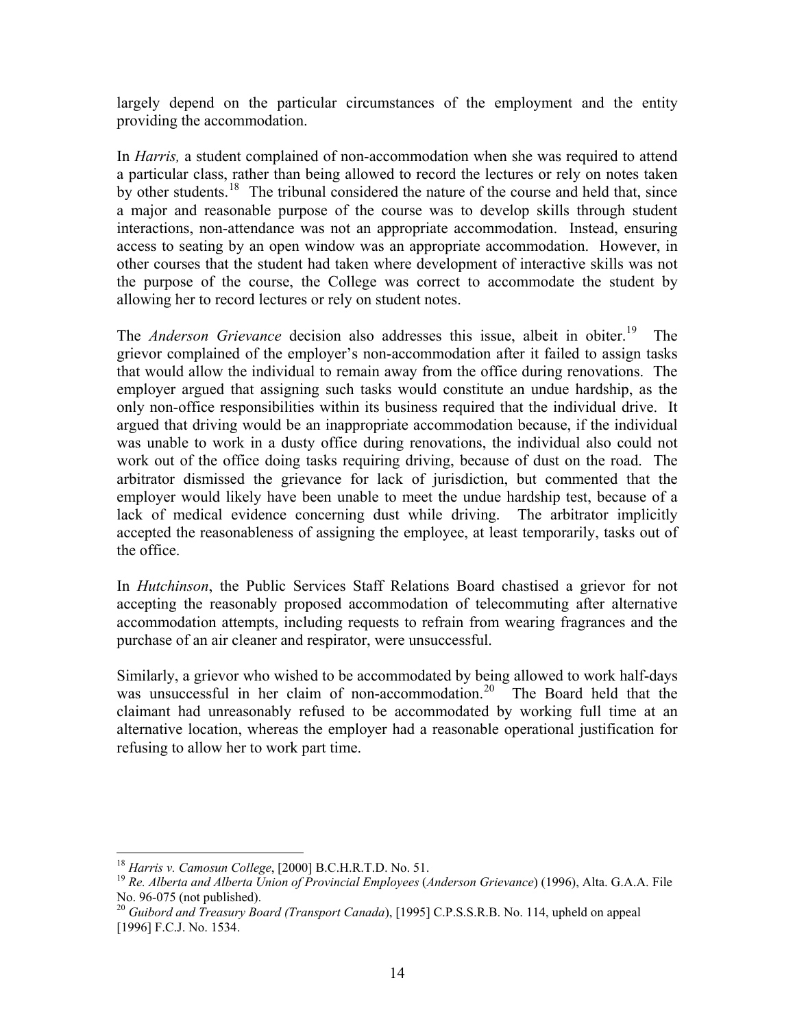largely depend on the particular circumstances of the employment and the entity providing the accommodation.

In *Harris,* a student complained of non-accommodation when she was required to attend a particular class, rather than being allowed to record the lectures or rely on notes taken by other students.[18] The tribunal considered the nature of the course and held that, since a major and reasonable purpose of the course was to develop skills through student interactions, non-attendance was not an appropriate accommodation. Instead, ensuring access to seating by an open window was an appropriate accommodation. However, in other courses that the student had taken where development of interactive skills was not the purpose of the course, the College was correct to accommodate the student by allowing her to record lectures or rely on student notes.

The *Anderson Grievance* decision also addresses this issue, albeit in obiter.[19] The grievor complained of the employer's non-accommodation after it failed to assign tasks that would allow the individual to remain away from the office during renovations. The employer argued that assigning such tasks would constitute an undue hardship, as the only non-office responsibilities within its business required that the individual drive. It argued that driving would be an inappropriate accommodation because, if the individual was unable to work in a dusty office during renovations, the individual also could not work out of the office doing tasks requiring driving, because of dust on the road. The arbitrator dismissed the grievance for lack of jurisdiction, but commented that the employer would likely have been unable to meet the undue hardship test, because of a lack of medical evidence concerning dust while driving. The arbitrator implicitly accepted the reasonableness of assigning the employee, at least temporarily, tasks out of the office.

In *Hutchinson*, the Public Services Staff Relations Board chastised a grievor for not accepting the reasonably proposed accommodation of telecommuting after alternative accommodation attempts, including requests to refrain from wearing fragrances and the purchase of an air cleaner and respirator, were unsuccessful.

Similarly, a grievor who wished to be accommodated by being allowed to work half-days was unsuccessful in her claim of non-accommodation.[20] The Board held that the claimant had unreasonably refused to be accommodated by working full time at an alternative location, whereas the employer had a reasonable operational justification for refusing to allow her to work part time.

---

[18] *Harris v. Camosun College*, [2000] B.C.H.R.T.D. No. 51.

[19] *Re. Alberta and Alberta Union of Provincial Employees* (*Anderson Grievance*) (1996), Alta. G.A.A. File No. 96-075 (not published).

[20] *Guibord and Treasury Board (Transport Canada*), [1995] C.P.S.S.R.B. No. 114, upheld on appeal [1996] F.C.J. No. 1534.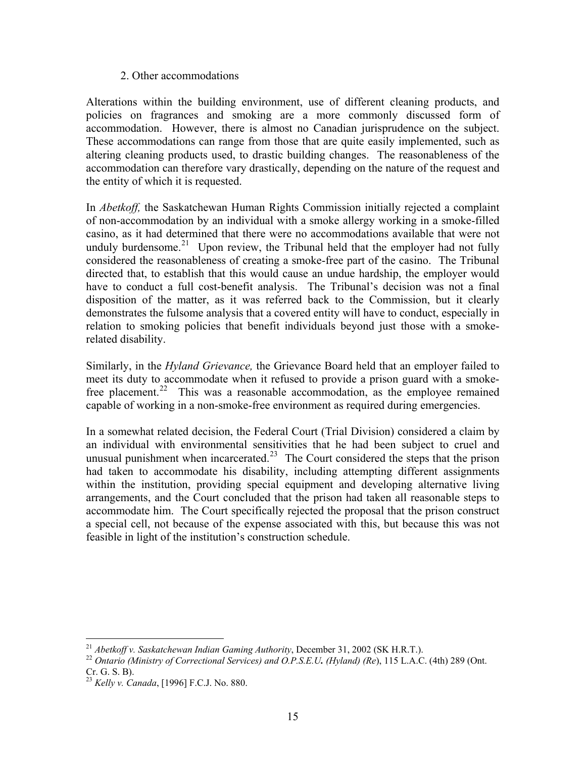### 2. Other accommodations

Alterations within the building environment, use of different cleaning products, and policies on fragrances and smoking are a more commonly discussed form of accommodation. However, there is almost no Canadian jurisprudence on the subject. These accommodations can range from those that are quite easily implemented, such as altering cleaning products used, to drastic building changes. The reasonableness of the accommodation can therefore vary drastically, depending on the nature of the request and the entity of which it is requested.

In *Abetkoff,* the Saskatchewan Human Rights Commission initially rejected a complaint of non-accommodation by an individual with a smoke allergy working in a smoke-filled casino, as it had determined that there were no accommodations available that were not unduly burdensome.[21] Upon review, the Tribunal held that the employer had not fully considered the reasonableness of creating a smoke-free part of the casino. The Tribunal directed that, to establish that this would cause an undue hardship, the employer would have to conduct a full cost-benefit analysis. The Tribunal's decision was not a final disposition of the matter, as it was referred back to the Commission, but it clearly demonstrates the fulsome analysis that a covered entity will have to conduct, especially in relation to smoking policies that benefit individuals beyond just those with a smoke-related disability.

Similarly, in the *Hyland Grievance,* the Grievance Board held that an employer failed to meet its duty to accommodate when it refused to provide a prison guard with a smoke-free placement.[22] This was a reasonable accommodation, as the employee remained capable of working in a non-smoke-free environment as required during emergencies.

In a somewhat related decision, the Federal Court (Trial Division) considered a claim by an individual with environmental sensitivities that he had been subject to cruel and unusual punishment when incarcerated.[23] The Court considered the steps that the prison had taken to accommodate his disability, including attempting different assignments within the institution, providing special equipment and developing alternative living arrangements, and the Court concluded that the prison had taken all reasonable steps to accommodate him. The Court specifically rejected the proposal that the prison construct a special cell, not because of the expense associated with this, but because this was not feasible in light of the institution's construction schedule.

---

[21] *Abetkoff v. Saskatchewan Indian Gaming Authority*, December 31, 2002 (SK H.R.T.).

[22] *Ontario (Ministry of Correctional Services) and O.P.S.E.U. (Hyland) (Re)*, 115 L.A.C. (4th) 289 (Ont. Cr. G. S. B).

[23] *Kelly v. Canada*, [1996] F.C.J. No. 880.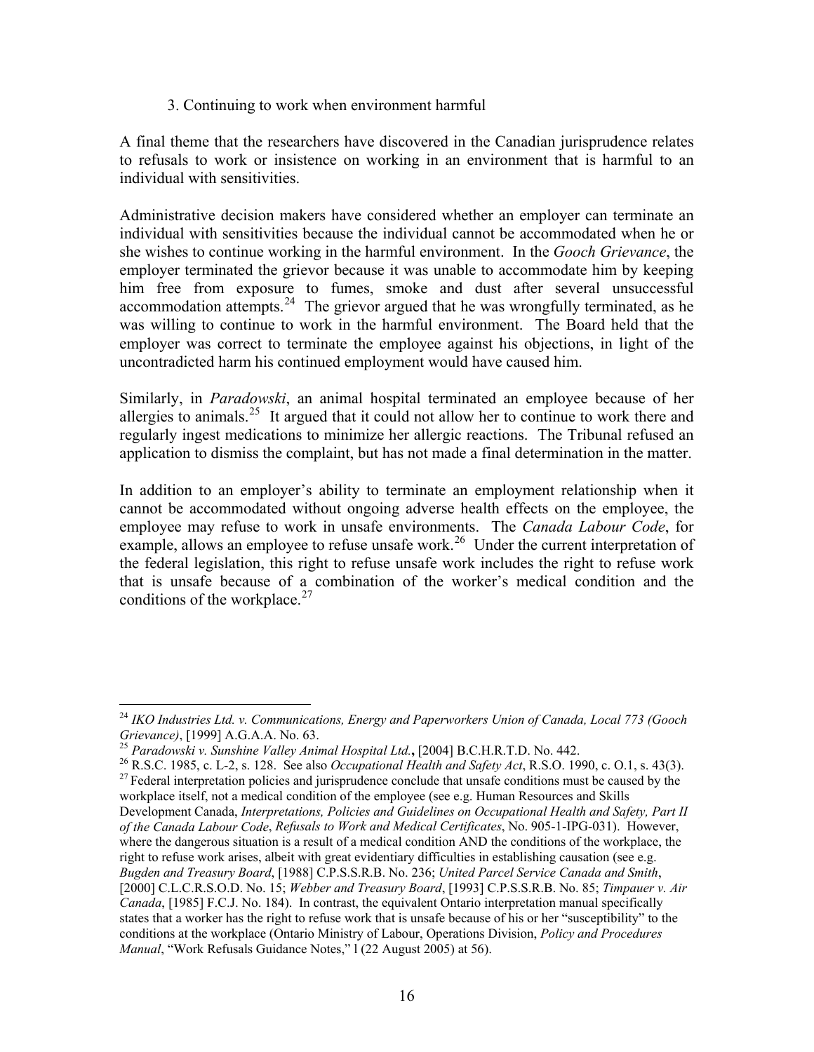### 3. Continuing to work when environment harmful

A final theme that the researchers have discovered in the Canadian jurisprudence relates to refusals to work or insistence on working in an environment that is harmful to an individual with sensitivities.

Administrative decision makers have considered whether an employer can terminate an individual with sensitivities because the individual cannot be accommodated when he or she wishes to continue working in the harmful environment. In the *Gooch Grievance*, the employer terminated the grievor because it was unable to accommodate him by keeping him free from exposure to fumes, smoke and dust after several unsuccessful accommodation attempts.[24] The grievor argued that he was wrongfully terminated, as he was willing to continue to work in the harmful environment. The Board held that the employer was correct to terminate the employee against his objections, in light of the uncontradicted harm his continued employment would have caused him.

Similarly, in *Paradowski*, an animal hospital terminated an employee because of her allergies to animals.[25] It argued that it could not allow her to continue to work there and regularly ingest medications to minimize her allergic reactions. The Tribunal refused an application to dismiss the complaint, but has not made a final determination in the matter.

In addition to an employer's ability to terminate an employment relationship when it cannot be accommodated without ongoing adverse health effects on the employee, the employee may refuse to work in unsafe environments. The *Canada Labour Code*, for example, allows an employee to refuse unsafe work.[26] Under the current interpretation of the federal legislation, this right to refuse unsafe work includes the right to refuse work that is unsafe because of a combination of the worker's medical condition and the conditions of the workplace.[27]

---

[24] *IKO Industries Ltd. v. Communications, Energy and Paperworkers Union of Canada, Local 773 (Gooch Grievance)*, [1999] A.G.A.A. No. 63.

[25] *Paradowski v. Sunshine Valley Animal Hospital Ltd.*, [2004] B.C.H.R.T.D. No. 442.

[26] R.S.C. 1985, c. L-2, s. 128. See also *Occupational Health and Safety Act*, R.S.O. 1990, c. O.1, s. 43(3).

[27] Federal interpretation policies and jurisprudence conclude that unsafe conditions must be caused by the workplace itself, not a medical condition of the employee (see e.g. Human Resources and Skills Development Canada, *Interpretations, Policies and Guidelines on Occupational Health and Safety, Part II of the Canada Labour Code*, *Refusals to Work and Medical Certificates*, No. 905-1-IPG-031). However, where the dangerous situation is a result of a medical condition AND the conditions of the workplace, the right to refuse work arises, albeit with great evidentiary difficulties in establishing causation (see e.g. *Bugden and Treasury Board*, [1988] C.P.S.S.R.B. No. 236; *United Parcel Service Canada and Smith*, [2000] C.L.C.R.S.O.D. No. 15; *Webber and Treasury Board*, [1993] C.P.S.S.R.B. No. 85; *Timpauer v. Air Canada*, [1985] F.C.J. No. 184). In contrast, the equivalent Ontario interpretation manual specifically states that a worker has the right to refuse work that is unsafe because of his or her "susceptibility" to the conditions at the workplace (Ontario Ministry of Labour, Operations Division, *Policy and Procedures Manual*, "Work Refusals Guidance Notes," l (22 August 2005) at 56).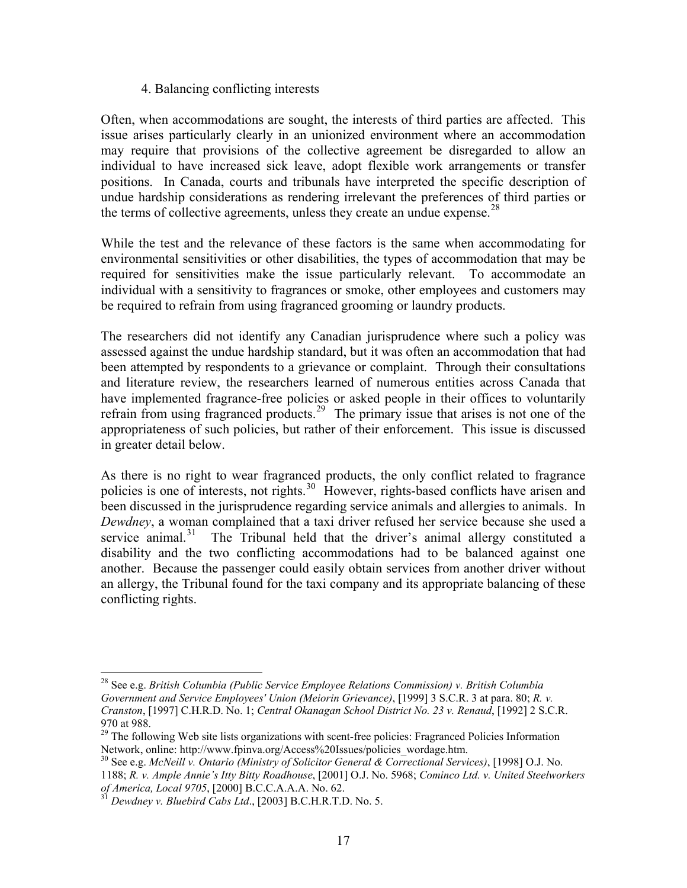#### 4. Balancing conflicting interests

Often, when accommodations are sought, the interests of third parties are affected. This issue arises particularly clearly in an unionized environment where an accommodation may require that provisions of the collective agreement be disregarded to allow an individual to have increased sick leave, adopt flexible work arrangements or transfer positions. In Canada, courts and tribunals have interpreted the specific description of undue hardship considerations as rendering irrelevant the preferences of third parties or the terms of collective agreements, unless they create an undue expense.[28]

While the test and the relevance of these factors is the same when accommodating for environmental sensitivities or other disabilities, the types of accommodation that may be required for sensitivities make the issue particularly relevant. To accommodate an individual with a sensitivity to fragrances or smoke, other employees and customers may be required to refrain from using fragranced grooming or laundry products.

The researchers did not identify any Canadian jurisprudence where such a policy was assessed against the undue hardship standard, but it was often an accommodation that had been attempted by respondents to a grievance or complaint. Through their consultations and literature review, the researchers learned of numerous entities across Canada that have implemented fragrance-free policies or asked people in their offices to voluntarily refrain from using fragranced products.[29] The primary issue that arises is not one of the appropriateness of such policies, but rather of their enforcement. This issue is discussed in greater detail below.

As there is no right to wear fragranced products, the only conflict related to fragrance policies is one of interests, not rights.[30] However, rights-based conflicts have arisen and been discussed in the jurisprudence regarding service animals and allergies to animals. In *Dewdney*, a woman complained that a taxi driver refused her service because she used a service animal.[31] The Tribunal held that the driver's animal allergy constituted a disability and the two conflicting accommodations had to be balanced against one another. Because the passenger could easily obtain services from another driver without an allergy, the Tribunal found for the taxi company and its appropriate balancing of these conflicting rights.

---

[28] See e.g. *British Columbia (Public Service Employee Relations Commission) v. British Columbia Government and Service Employees' Union (Meiorin Grievance)*, [1999] 3 S.C.R. 3 at para. 80; *R. v. Cranston*, [1997] C.H.R.D. No. 1; *Central Okanagan School District No. 23 v. Renaud*, [1992] 2 S.C.R. 970 at 988.

[29] The following Web site lists organizations with scent-free policies: Fragranced Policies Information Network, online: http://www.fpinva.org/Access%20Issues/policies_wordage.htm.

[30] See e.g. *McNeill v. Ontario (Ministry of Solicitor General & Correctional Services)*, [1998] O.J. No. 1188; *R. v. Ample Annie's Itty Bitty Roadhouse*, [2001] O.J. No. 5968; *Cominco Ltd. v. United Steelworkers of America, Local 9705*, [2000] B.C.C.A.A.A. No. 62.

[31] *Dewdney v. Bluebird Cabs Ltd*., [2003] B.C.H.R.T.D. No. 5.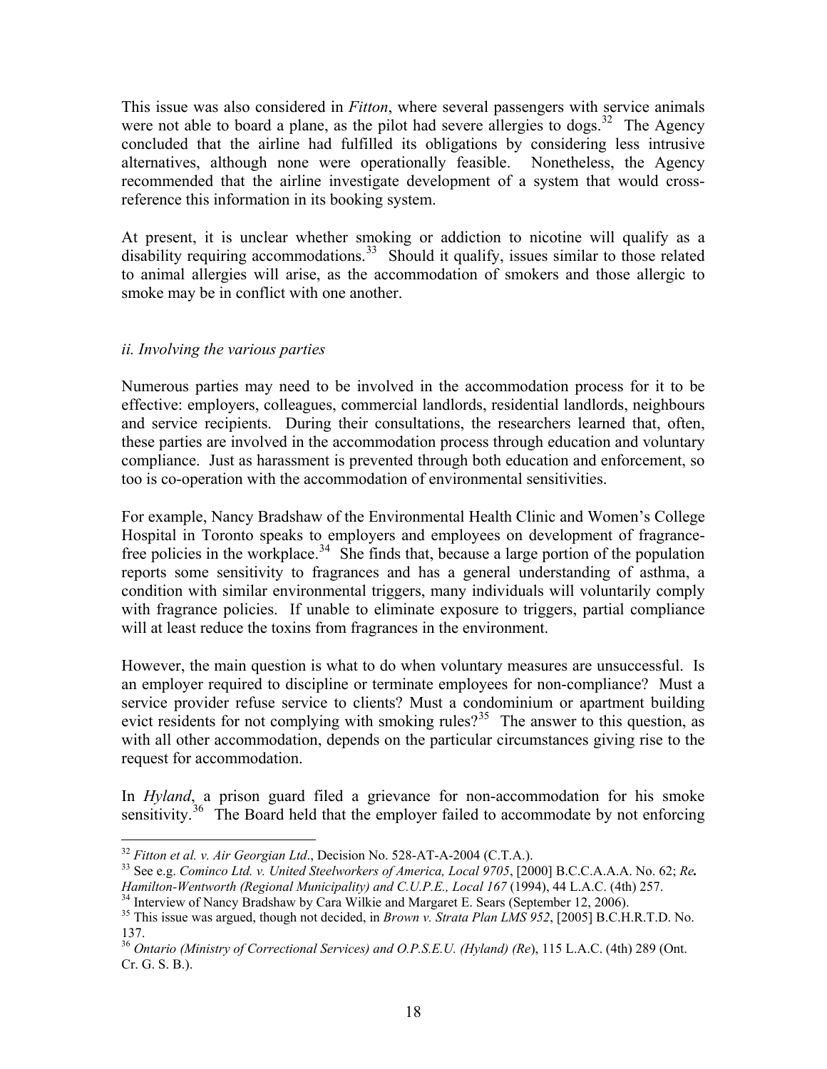This issue was also considered in *Fitton*, where several passengers with service animals were not able to board a plane, as the pilot had severe allergies to dogs.[32] The Agency concluded that the airline had fulfilled its obligations by considering less intrusive alternatives, although none were operationally feasible. Nonetheless, the Agency recommended that the airline investigate development of a system that would cross-reference this information in its booking system.

At present, it is unclear whether smoking or addiction to nicotine will qualify as a disability requiring accommodations.[33] Should it qualify, issues similar to those related to animal allergies will arise, as the accommodation of smokers and those allergic to smoke may be in conflict with one another.

*ii. Involving the various parties*

Numerous parties may need to be involved in the accommodation process for it to be effective: employers, colleagues, commercial landlords, residential landlords, neighbours and service recipients. During their consultations, the researchers learned that, often, these parties are involved in the accommodation process through education and voluntary compliance. Just as harassment is prevented through both education and enforcement, so too is co-operation with the accommodation of environmental sensitivities.

For example, Nancy Bradshaw of the Environmental Health Clinic and Women's College Hospital in Toronto speaks to employers and employees on development of fragrance-free policies in the workplace.[34] She finds that, because a large portion of the population reports some sensitivity to fragrances and has a general understanding of asthma, a condition with similar environmental triggers, many individuals will voluntarily comply with fragrance policies. If unable to eliminate exposure to triggers, partial compliance will at least reduce the toxins from fragrances in the environment.

However, the main question is what to do when voluntary measures are unsuccessful. Is an employer required to discipline or terminate employees for non-compliance? Must a service provider refuse service to clients? Must a condominium or apartment building evict residents for not complying with smoking rules?[35] The answer to this question, as with all other accommodation, depends on the particular circumstances giving rise to the request for accommodation.

In *Hyland*, a prison guard filed a grievance for non-accommodation for his smoke sensitivity.[36] The Board held that the employer failed to accommodate by not enforcing

---

[32] *Fitton et al. v. Air Georgian Ltd*., Decision No. 528-AT-A-2004 (C.T.A.).

[33] See e.g. *Cominco Ltd. v. United Steelworkers of America, Local 9705*, [2000] B.C.C.A.A.A. No. 62; ***Re.*** *Hamilton-Wentworth (Regional Municipality) and C.U.P.E., Local 167* (1994), 44 L.A.C. (4th) 257.

[34] Interview of Nancy Bradshaw by Cara Wilkie and Margaret E. Sears (September 12, 2006).

[35] This issue was argued, though not decided, in *Brown v. Strata Plan LMS 952*, [2005] B.C.H.R.T.D. No. 137.

[36] *Ontario (Ministry of Correctional Services) and O.P.S.E.U. (Hyland) (Re)*, 115 L.A.C. (4th) 289 (Ont. Cr. G. S. B.).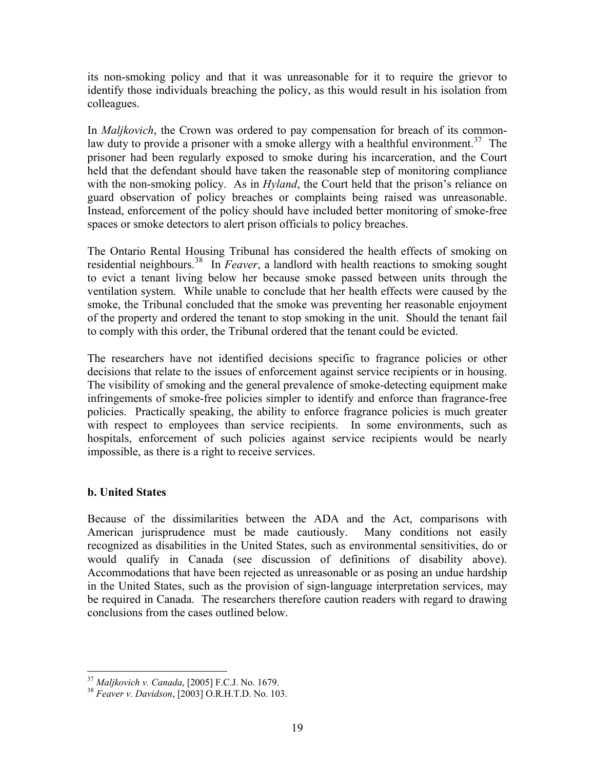its non-smoking policy and that it was unreasonable for it to require the grievor to identify those individuals breaching the policy, as this would result in his isolation from colleagues.

In *Maljkovich*, the Crown was ordered to pay compensation for breach of its common-law duty to provide a prisoner with a smoke allergy with a healthful environment.[37] The prisoner had been regularly exposed to smoke during his incarceration, and the Court held that the defendant should have taken the reasonable step of monitoring compliance with the non-smoking policy. As in *Hyland*, the Court held that the prison's reliance on guard observation of policy breaches or complaints being raised was unreasonable. Instead, enforcement of the policy should have included better monitoring of smoke-free spaces or smoke detectors to alert prison officials to policy breaches.

The Ontario Rental Housing Tribunal has considered the health effects of smoking on residential neighbours.[38] In *Feaver*, a landlord with health reactions to smoking sought to evict a tenant living below her because smoke passed between units through the ventilation system. While unable to conclude that her health effects were caused by the smoke, the Tribunal concluded that the smoke was preventing her reasonable enjoyment of the property and ordered the tenant to stop smoking in the unit. Should the tenant fail to comply with this order, the Tribunal ordered that the tenant could be evicted.

The researchers have not identified decisions specific to fragrance policies or other decisions that relate to the issues of enforcement against service recipients or in housing. The visibility of smoking and the general prevalence of smoke-detecting equipment make infringements of smoke-free policies simpler to identify and enforce than fragrance-free policies. Practically speaking, the ability to enforce fragrance policies is much greater with respect to employees than service recipients. In some environments, such as hospitals, enforcement of such policies against service recipients would be nearly impossible, as there is a right to receive services.

### b. United States

Because of the dissimilarities between the ADA and the Act, comparisons with American jurisprudence must be made cautiously. Many conditions not easily recognized as disabilities in the United States, such as environmental sensitivities, do or would qualify in Canada (see discussion of definitions of disability above). Accommodations that have been rejected as unreasonable or as posing an undue hardship in the United States, such as the provision of sign-language interpretation services, may be required in Canada. The researchers therefore caution readers with regard to drawing conclusions from the cases outlined below.

---

[37] *Maljkovich v. Canada*, [2005] F.C.J. No. 1679.

[38] *Feaver v. Davidson*, [2003] O.R.H.T.D. No. 103.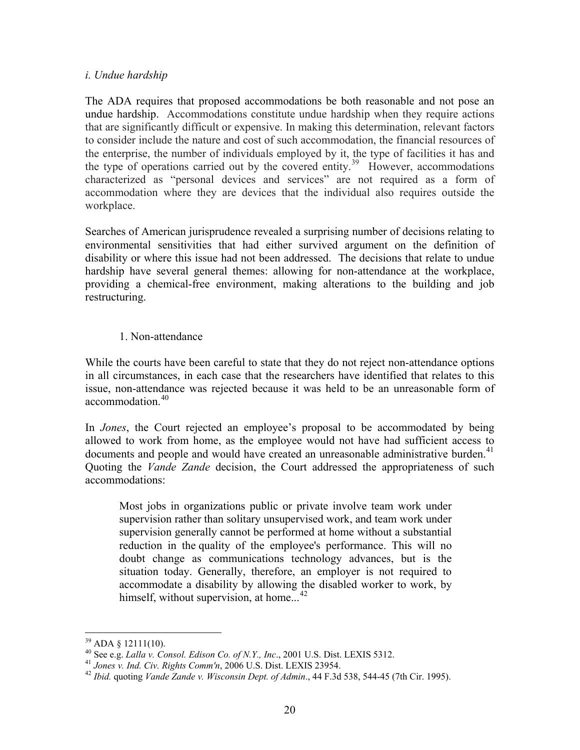*i. Undue hardship*

The ADA requires that proposed accommodations be both reasonable and not pose an undue hardship. Accommodations constitute undue hardship when they require actions that are significantly difficult or expensive. In making this determination, relevant factors to consider include the nature and cost of such accommodation, the financial resources of the enterprise, the number of individuals employed by it, the type of facilities it has and the type of operations carried out by the covered entity.[39] However, accommodations characterized as "personal devices and services" are not required as a form of accommodation where they are devices that the individual also requires outside the workplace.

Searches of American jurisprudence revealed a surprising number of decisions relating to environmental sensitivities that had either survived argument on the definition of disability or where this issue had not been addressed. The decisions that relate to undue hardship have several general themes: allowing for non-attendance at the workplace, providing a chemical-free environment, making alterations to the building and job restructuring.

1. Non-attendance

While the courts have been careful to state that they do not reject non-attendance options in all circumstances, in each case that the researchers have identified that relates to this issue, non-attendance was rejected because it was held to be an unreasonable form of accommodation.[40]

In *Jones*, the Court rejected an employee's proposal to be accommodated by being allowed to work from home, as the employee would not have had sufficient access to documents and people and would have created an unreasonable administrative burden.[41] Quoting the *Vande Zande* decision, the Court addressed the appropriateness of such accommodations:

> Most jobs in organizations public or private involve team work under supervision rather than solitary unsupervised work, and team work under supervision generally cannot be performed at home without a substantial reduction in the quality of the employee's performance. This will no doubt change as communications technology advances, but is the situation today. Generally, therefore, an employer is not required to accommodate a disability by allowing the disabled worker to work, by himself, without supervision, at home...[42]

---

[39] ADA § 12111(10).

[40] See e.g. *Lalla v. Consol. Edison Co. of N.Y., Inc*., 2001 U.S. Dist. LEXIS 5312.

[41] *Jones v. Ind. Civ. Rights Comm'n*, 2006 U.S. Dist. LEXIS 23954.

[42] *Ibid.* quoting *Vande Zande v. Wisconsin Dept. of Admin*., 44 F.3d 538, 544-45 (7th Cir. 1995).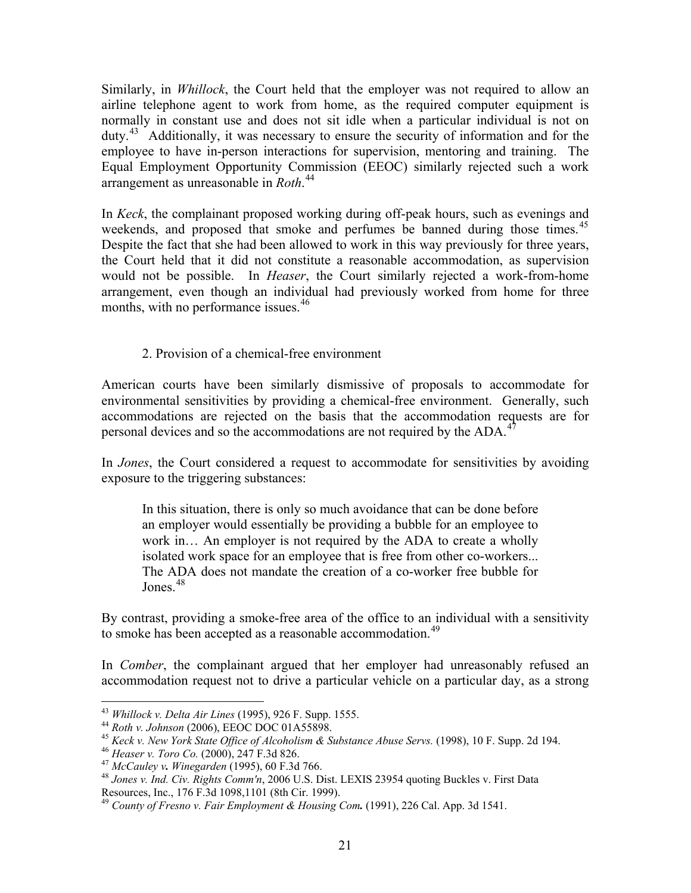Similarly, in *Whillock*, the Court held that the employer was not required to allow an airline telephone agent to work from home, as the required computer equipment is normally in constant use and does not sit idle when a particular individual is not on duty.[43] Additionally, it was necessary to ensure the security of information and for the employee to have in-person interactions for supervision, mentoring and training. The Equal Employment Opportunity Commission (EEOC) similarly rejected such a work arrangement as unreasonable in *Roth*.[44]

In *Keck*, the complainant proposed working during off-peak hours, such as evenings and weekends, and proposed that smoke and perfumes be banned during those times.[45] Despite the fact that she had been allowed to work in this way previously for three years, the Court held that it did not constitute a reasonable accommodation, as supervision would not be possible. In *Heaser*, the Court similarly rejected a work-from-home arrangement, even though an individual had previously worked from home for three months, with no performance issues.[46]

2. Provision of a chemical-free environment

American courts have been similarly dismissive of proposals to accommodate for environmental sensitivities by providing a chemical-free environment. Generally, such accommodations are rejected on the basis that the accommodation requests are for personal devices and so the accommodations are not required by the ADA.[47]

In *Jones*, the Court considered a request to accommodate for sensitivities by avoiding exposure to the triggering substances:

> In this situation, there is only so much avoidance that can be done before an employer would essentially be providing a bubble for an employee to work in… An employer is not required by the ADA to create a wholly isolated work space for an employee that is free from other co-workers... The ADA does not mandate the creation of a co-worker free bubble for Jones.[48]

By contrast, providing a smoke-free area of the office to an individual with a sensitivity to smoke has been accepted as a reasonable accommodation.[49]

In *Comber*, the complainant argued that her employer had unreasonably refused an accommodation request not to drive a particular vehicle on a particular day, as a strong

---

[43] *Whillock v. Delta Air Lines* (1995), 926 F. Supp. 1555.

[44] *Roth v. Johnson* (2006), EEOC DOC 01A55898.

[45] *Keck v. New York State Office of Alcoholism & Substance Abuse Servs.* (1998), 10 F. Supp. 2d 194.

[46] *Heaser v. Toro Co.* (2000), 247 F.3d 826.

[47] *McCauley v. Winegarden* (1995), 60 F.3d 766.

[48] *Jones v. Ind. Civ. Rights Comm'n*, 2006 U.S. Dist. LEXIS 23954 quoting Buckles v. First Data Resources, Inc., 176 F.3d 1098,1101 (8th Cir. 1999).

[49] *County of Fresno v. Fair Employment & Housing Com.* (1991), 226 Cal. App. 3d 1541.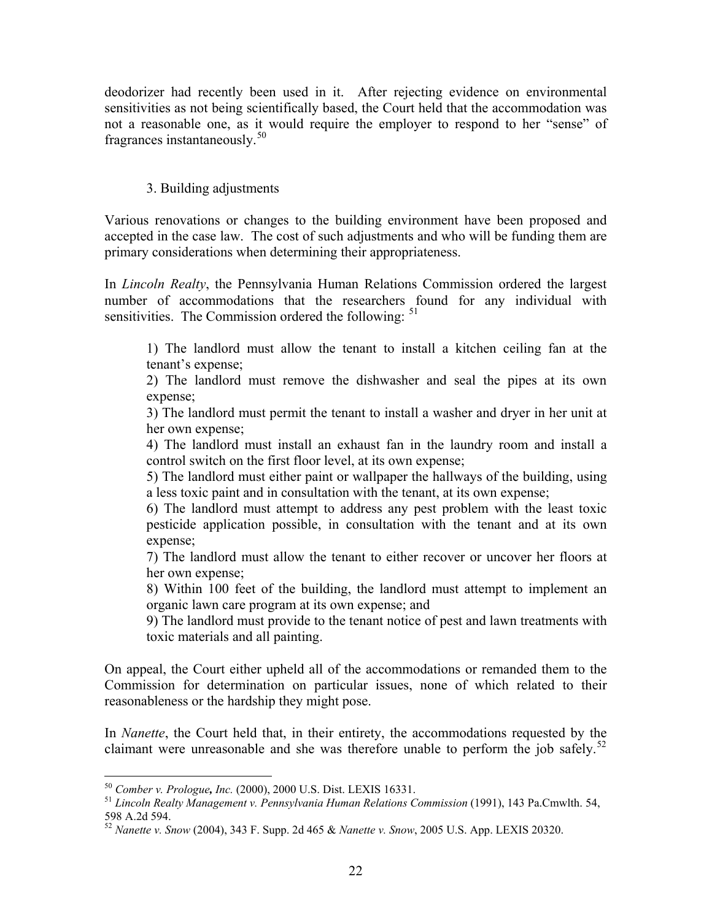deodorizer had recently been used in it. After rejecting evidence on environmental sensitivities as not being scientifically based, the Court held that the accommodation was not a reasonable one, as it would require the employer to respond to her "sense" of fragrances instantaneously.[50]

### 3. Building adjustments

Various renovations or changes to the building environment have been proposed and accepted in the case law. The cost of such adjustments and who will be funding them are primary considerations when determining their appropriateness.

In *Lincoln Realty*, the Pennsylvania Human Relations Commission ordered the largest number of accommodations that the researchers found for any individual with sensitivities. The Commission ordered the following: [51]

> 1) The landlord must allow the tenant to install a kitchen ceiling fan at the tenant's expense;
> 2) The landlord must remove the dishwasher and seal the pipes at its own expense;
> 3) The landlord must permit the tenant to install a washer and dryer in her unit at her own expense;
> 4) The landlord must install an exhaust fan in the laundry room and install a control switch on the first floor level, at its own expense;
> 5) The landlord must either paint or wallpaper the hallways of the building, using a less toxic paint and in consultation with the tenant, at its own expense;
> 6) The landlord must attempt to address any pest problem with the least toxic pesticide application possible, in consultation with the tenant and at its own expense;
> 7) The landlord must allow the tenant to either recover or uncover her floors at her own expense;
> 8) Within 100 feet of the building, the landlord must attempt to implement an organic lawn care program at its own expense; and
> 9) The landlord must provide to the tenant notice of pest and lawn treatments with toxic materials and all painting.

On appeal, the Court either upheld all of the accommodations or remanded them to the Commission for determination on particular issues, none of which related to their reasonableness or the hardship they might pose.

In *Nanette*, the Court held that, in their entirety, the accommodations requested by the claimant were unreasonable and she was therefore unable to perform the job safely.[52]

---

[50] *Comber v. Prologue, Inc.* (2000), 2000 U.S. Dist. LEXIS 16331.

[51] *Lincoln Realty Management v. Pennsylvania Human Relations Commission* (1991), 143 Pa.Cmwlth. 54, 598 A.2d 594.

[52] *Nanette v. Snow* (2004), 343 F. Supp. 2d 465 & *Nanette v. Snow*, 2005 U.S. App. LEXIS 20320.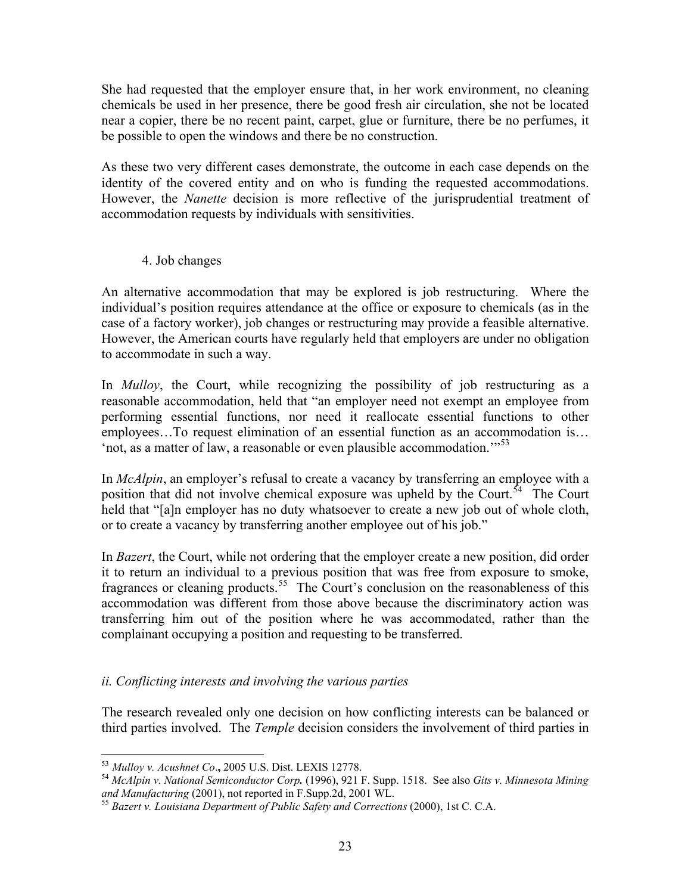She had requested that the employer ensure that, in her work environment, no cleaning chemicals be used in her presence, there be good fresh air circulation, she not be located near a copier, there be no recent paint, carpet, glue or furniture, there be no perfumes, it be possible to open the windows and there be no construction.

As these two very different cases demonstrate, the outcome in each case depends on the identity of the covered entity and on who is funding the requested accommodations. However, the *Nanette* decision is more reflective of the jurisprudential treatment of accommodation requests by individuals with sensitivities.

4. Job changes

An alternative accommodation that may be explored is job restructuring. Where the individual's position requires attendance at the office or exposure to chemicals (as in the case of a factory worker), job changes or restructuring may provide a feasible alternative. However, the American courts have regularly held that employers are under no obligation to accommodate in such a way.

In *Mulloy*, the Court, while recognizing the possibility of job restructuring as a reasonable accommodation, held that "an employer need not exempt an employee from performing essential functions, nor need it reallocate essential functions to other employees…To request elimination of an essential function as an accommodation is… 'not, as a matter of law, a reasonable or even plausible accommodation.'"[53]

In *McAlpin*, an employer's refusal to create a vacancy by transferring an employee with a position that did not involve chemical exposure was upheld by the Court.[54] The Court held that "[a]n employer has no duty whatsoever to create a new job out of whole cloth, or to create a vacancy by transferring another employee out of his job."

In *Bazert*, the Court, while not ordering that the employer create a new position, did order it to return an individual to a previous position that was free from exposure to smoke, fragrances or cleaning products.[55] The Court's conclusion on the reasonableness of this accommodation was different from those above because the discriminatory action was transferring him out of the position where he was accommodated, rather than the complainant occupying a position and requesting to be transferred.

*ii. Conflicting interests and involving the various parties*

The research revealed only one decision on how conflicting interests can be balanced or third parties involved. The *Temple* decision considers the involvement of third parties in

---

[53] *Mulloy v. Acushnet Co*., 2005 U.S. Dist. LEXIS 12778.

[54] *McAlpin v. National Semiconductor Corp.* (1996), 921 F. Supp. 1518. See also *Gits v. Minnesota Mining and Manufacturing* (2001), not reported in F.Supp.2d, 2001 WL.

[55] *Bazert v. Louisiana Department of Public Safety and Corrections* (2000), 1st C. C.A.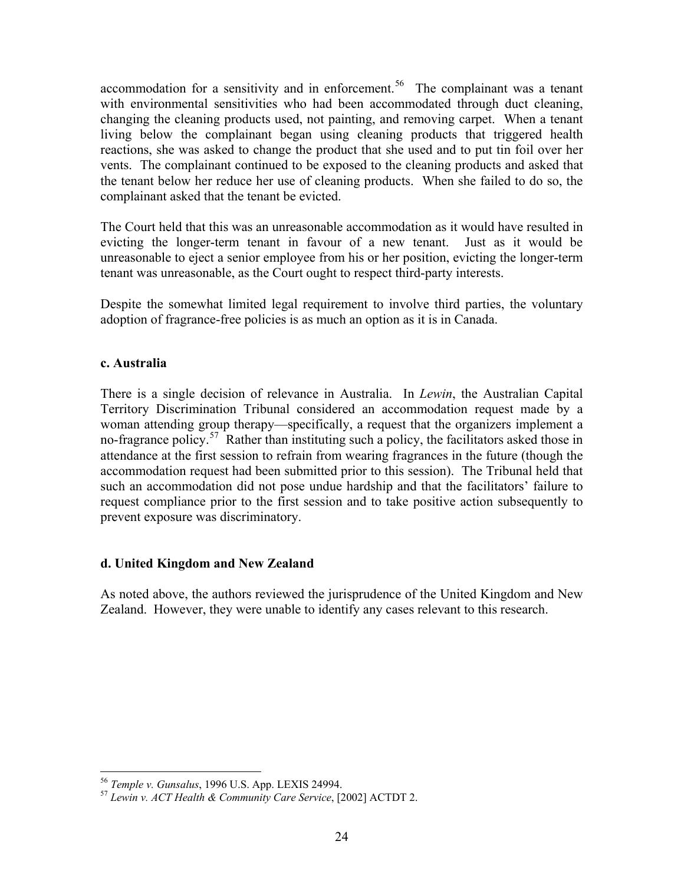accommodation for a sensitivity and in enforcement.[56] The complainant was a tenant with environmental sensitivities who had been accommodated through duct cleaning, changing the cleaning products used, not painting, and removing carpet. When a tenant living below the complainant began using cleaning products that triggered health reactions, she was asked to change the product that she used and to put tin foil over her vents. The complainant continued to be exposed to the cleaning products and asked that the tenant below her reduce her use of cleaning products. When she failed to do so, the complainant asked that the tenant be evicted.

The Court held that this was an unreasonable accommodation as it would have resulted in evicting the longer-term tenant in favour of a new tenant. Just as it would be unreasonable to eject a senior employee from his or her position, evicting the longer-term tenant was unreasonable, as the Court ought to respect third-party interests.

Despite the somewhat limited legal requirement to involve third parties, the voluntary adoption of fragrance-free policies is as much an option as it is in Canada.

### c. Australia

There is a single decision of relevance in Australia. In *Lewin*, the Australian Capital Territory Discrimination Tribunal considered an accommodation request made by a woman attending group therapy—specifically, a request that the organizers implement a no-fragrance policy.[57] Rather than instituting such a policy, the facilitators asked those in attendance at the first session to refrain from wearing fragrances in the future (though the accommodation request had been submitted prior to this session). The Tribunal held that such an accommodation did not pose undue hardship and that the facilitators' failure to request compliance prior to the first session and to take positive action subsequently to prevent exposure was discriminatory.

### d. United Kingdom and New Zealand

As noted above, the authors reviewed the jurisprudence of the United Kingdom and New Zealand. However, they were unable to identify any cases relevant to this research.

---

[56] *Temple v. Gunsalus*, 1996 U.S. App. LEXIS 24994.

[57] *Lewin v. ACT Health & Community Care Service*, [2002] ACTDT 2.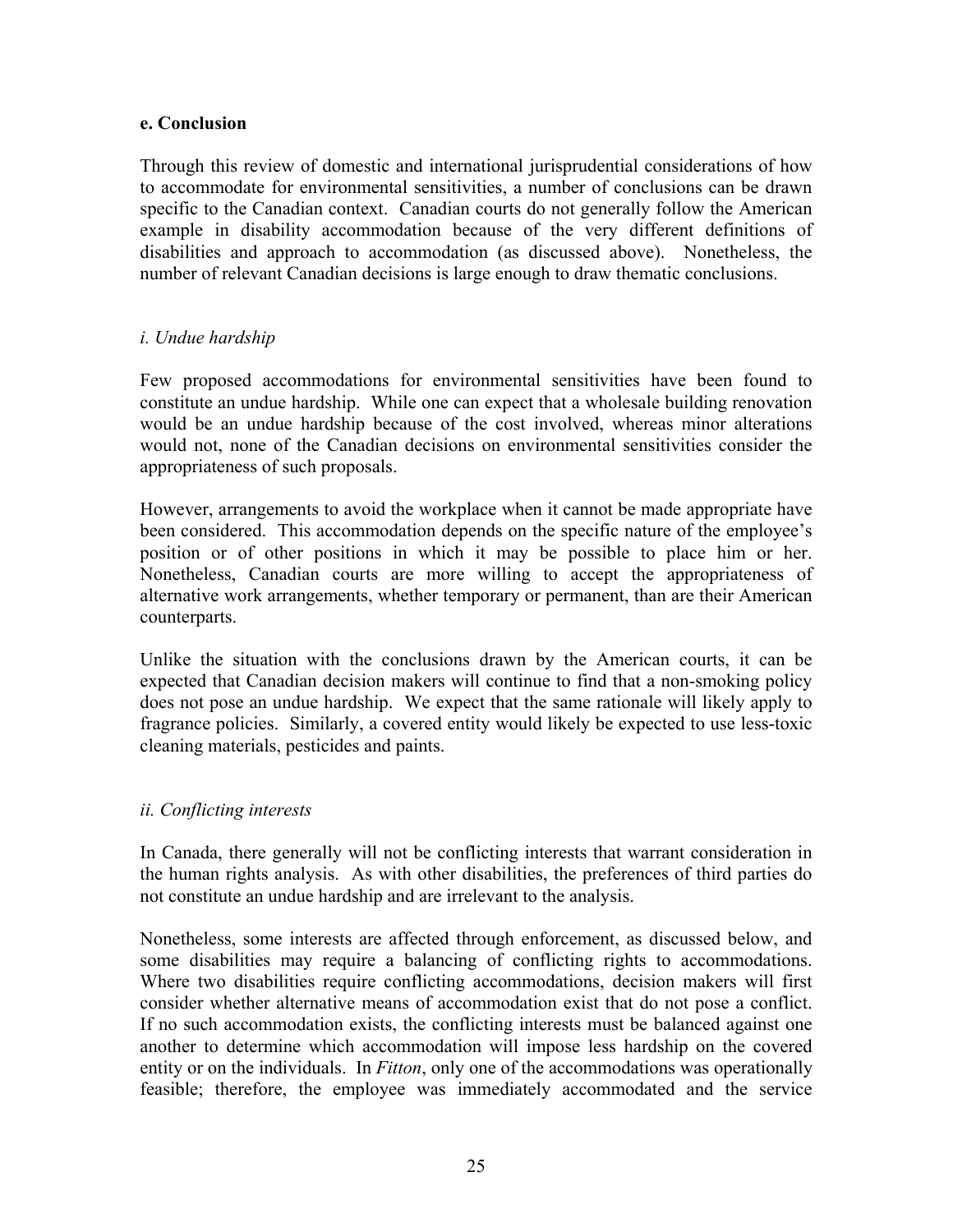### e. Conclusion

Through this review of domestic and international jurisprudential considerations of how to accommodate for environmental sensitivities, a number of conclusions can be drawn specific to the Canadian context. Canadian courts do not generally follow the American example in disability accommodation because of the very different definitions of disabilities and approach to accommodation (as discussed above). Nonetheless, the number of relevant Canadian decisions is large enough to draw thematic conclusions.

#### *i. Undue hardship*

Few proposed accommodations for environmental sensitivities have been found to constitute an undue hardship. While one can expect that a wholesale building renovation would be an undue hardship because of the cost involved, whereas minor alterations would not, none of the Canadian decisions on environmental sensitivities consider the appropriateness of such proposals.

However, arrangements to avoid the workplace when it cannot be made appropriate have been considered. This accommodation depends on the specific nature of the employee's position or of other positions in which it may be possible to place him or her. Nonetheless, Canadian courts are more willing to accept the appropriateness of alternative work arrangements, whether temporary or permanent, than are their American counterparts.

Unlike the situation with the conclusions drawn by the American courts, it can be expected that Canadian decision makers will continue to find that a non-smoking policy does not pose an undue hardship. We expect that the same rationale will likely apply to fragrance policies. Similarly, a covered entity would likely be expected to use less-toxic cleaning materials, pesticides and paints.

#### *ii. Conflicting interests*

In Canada, there generally will not be conflicting interests that warrant consideration in the human rights analysis. As with other disabilities, the preferences of third parties do not constitute an undue hardship and are irrelevant to the analysis.

Nonetheless, some interests are affected through enforcement, as discussed below, and some disabilities may require a balancing of conflicting rights to accommodations. Where two disabilities require conflicting accommodations, decision makers will first consider whether alternative means of accommodation exist that do not pose a conflict. If no such accommodation exists, the conflicting interests must be balanced against one another to determine which accommodation will impose less hardship on the covered entity or on the individuals. In *Fitton*, only one of the accommodations was operationally feasible; therefore, the employee was immediately accommodated and the service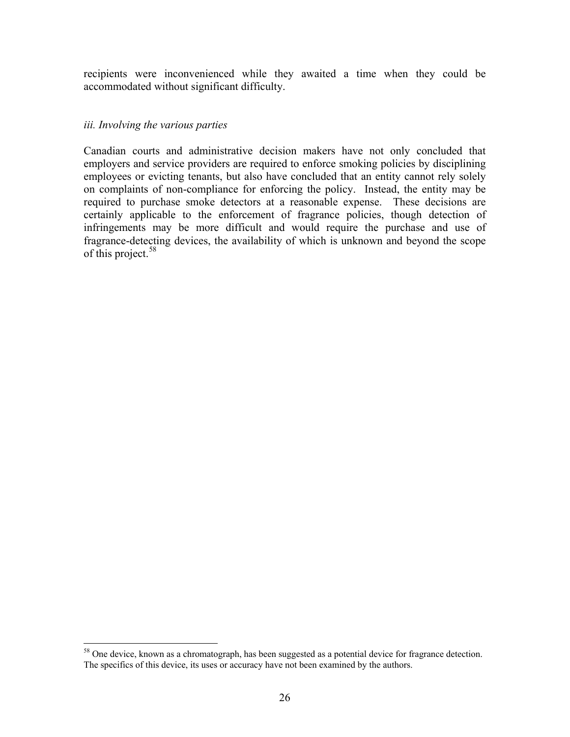recipients were inconvenienced while they awaited a time when they could be accommodated without significant difficulty.

*iii. Involving the various parties*

Canadian courts and administrative decision makers have not only concluded that employers and service providers are required to enforce smoking policies by disciplining employees or evicting tenants, but also have concluded that an entity cannot rely solely on complaints of non-compliance for enforcing the policy. Instead, the entity may be required to purchase smoke detectors at a reasonable expense. These decisions are certainly applicable to the enforcement of fragrance policies, though detection of infringements may be more difficult and would require the purchase and use of fragrance-detecting devices, the availability of which is unknown and beyond the scope of this project.[58]

---

[58] One device, known as a chromatograph, has been suggested as a potential device for fragrance detection. The specifics of this device, its uses or accuracy have not been examined by the authors.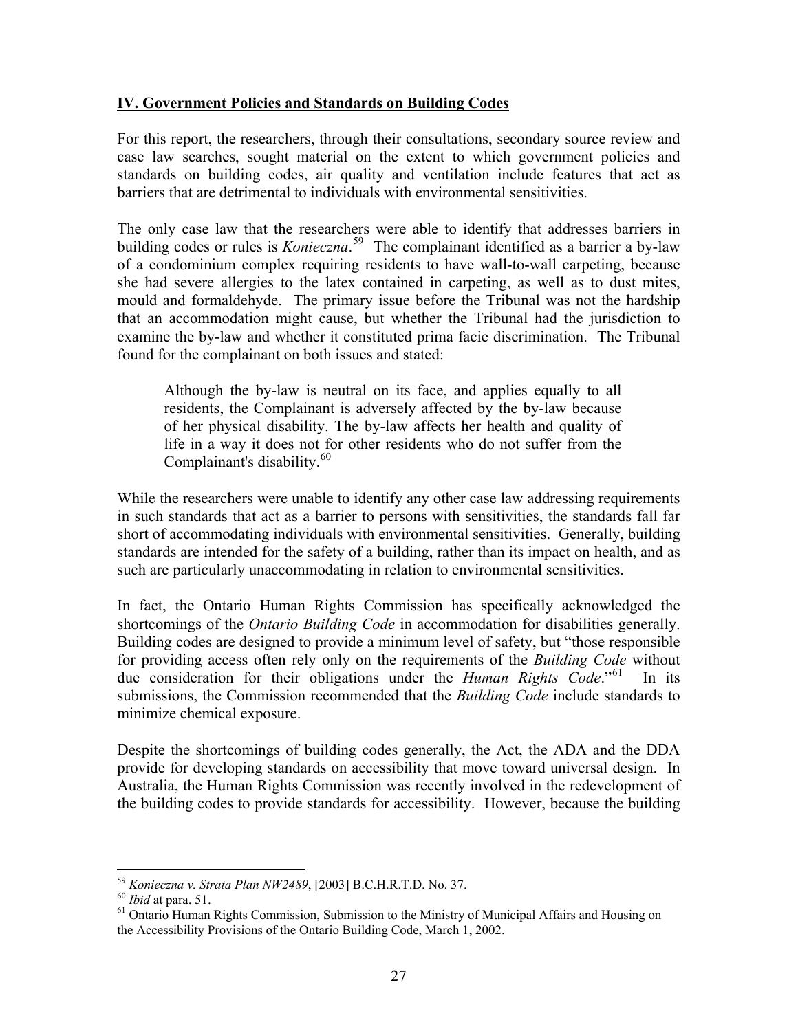## IV. Government Policies and Standards on Building Codes

For this report, the researchers, through their consultations, secondary source review and case law searches, sought material on the extent to which government policies and standards on building codes, air quality and ventilation include features that act as barriers that are detrimental to individuals with environmental sensitivities.

The only case law that the researchers were able to identify that addresses barriers in building codes or rules is *Konieczna*.[59] The complainant identified as a barrier a by-law of a condominium complex requiring residents to have wall-to-wall carpeting, because she had severe allergies to the latex contained in carpeting, as well as to dust mites, mould and formaldehyde. The primary issue before the Tribunal was not the hardship that an accommodation might cause, but whether the Tribunal had the jurisdiction to examine the by-law and whether it constituted prima facie discrimination. The Tribunal found for the complainant on both issues and stated:

> Although the by-law is neutral on its face, and applies equally to all residents, the Complainant is adversely affected by the by-law because of her physical disability. The by-law affects her health and quality of life in a way it does not for other residents who do not suffer from the Complainant's disability.[60]

While the researchers were unable to identify any other case law addressing requirements in such standards that act as a barrier to persons with sensitivities, the standards fall far short of accommodating individuals with environmental sensitivities. Generally, building standards are intended for the safety of a building, rather than its impact on health, and as such are particularly unaccommodating in relation to environmental sensitivities.

In fact, the Ontario Human Rights Commission has specifically acknowledged the shortcomings of the *Ontario Building Code* in accommodation for disabilities generally. Building codes are designed to provide a minimum level of safety, but "those responsible for providing access often rely only on the requirements of the *Building Code* without due consideration for their obligations under the *Human Rights Code*."[61] In its submissions, the Commission recommended that the *Building Code* include standards to minimize chemical exposure.

Despite the shortcomings of building codes generally, the Act, the ADA and the DDA provide for developing standards on accessibility that move toward universal design. In Australia, the Human Rights Commission was recently involved in the redevelopment of the building codes to provide standards for accessibility. However, because the building

---

[59] *Konieczna v. Strata Plan NW2489*, [2003] B.C.H.R.T.D. No. 37.

[60] *Ibid* at para. 51.

[61] Ontario Human Rights Commission, Submission to the Ministry of Municipal Affairs and Housing on the Accessibility Provisions of the Ontario Building Code, March 1, 2002.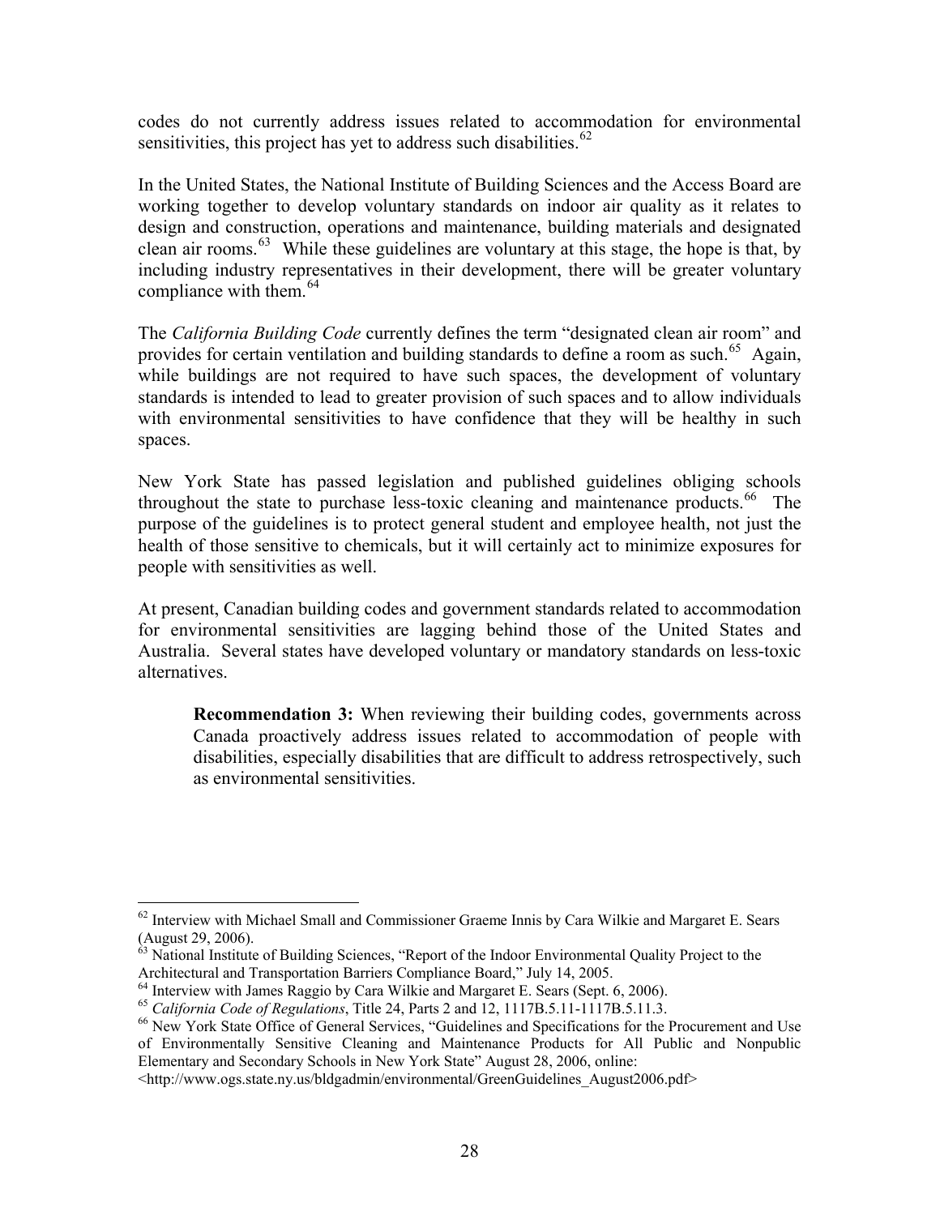codes do not currently address issues related to accommodation for environmental sensitivities, this project has yet to address such disabilities.[62]

In the United States, the National Institute of Building Sciences and the Access Board are working together to develop voluntary standards on indoor air quality as it relates to design and construction, operations and maintenance, building materials and designated clean air rooms.[63] While these guidelines are voluntary at this stage, the hope is that, by including industry representatives in their development, there will be greater voluntary compliance with them.[64]

The *California Building Code* currently defines the term "designated clean air room" and provides for certain ventilation and building standards to define a room as such.[65] Again, while buildings are not required to have such spaces, the development of voluntary standards is intended to lead to greater provision of such spaces and to allow individuals with environmental sensitivities to have confidence that they will be healthy in such spaces.

New York State has passed legislation and published guidelines obliging schools throughout the state to purchase less-toxic cleaning and maintenance products.[66] The purpose of the guidelines is to protect general student and employee health, not just the health of those sensitive to chemicals, but it will certainly act to minimize exposures for people with sensitivities as well.

At present, Canadian building codes and government standards related to accommodation for environmental sensitivities are lagging behind those of the United States and Australia. Several states have developed voluntary or mandatory standards on less-toxic alternatives.

> **Recommendation 3:** When reviewing their building codes, governments across Canada proactively address issues related to accommodation of people with disabilities, especially disabilities that are difficult to address retrospectively, such as environmental sensitivities.

---

[62] Interview with Michael Small and Commissioner Graeme Innis by Cara Wilkie and Margaret E. Sears (August 29, 2006).

[63] National Institute of Building Sciences, "Report of the Indoor Environmental Quality Project to the Architectural and Transportation Barriers Compliance Board," July 14, 2005.

[64] Interview with James Raggio by Cara Wilkie and Margaret E. Sears (Sept. 6, 2006).

[65] *California Code of Regulations*, Title 24, Parts 2 and 12, 1117B.5.11-1117B.5.11.3.

[66] New York State Office of General Services, "Guidelines and Specifications for the Procurement and Use of Environmentally Sensitive Cleaning and Maintenance Products for All Public and Nonpublic Elementary and Secondary Schools in New York State" August 28, 2006, online: <http://www.ogs.state.ny.us/bldgadmin/environmental/GreenGuidelines_August2006.pdf>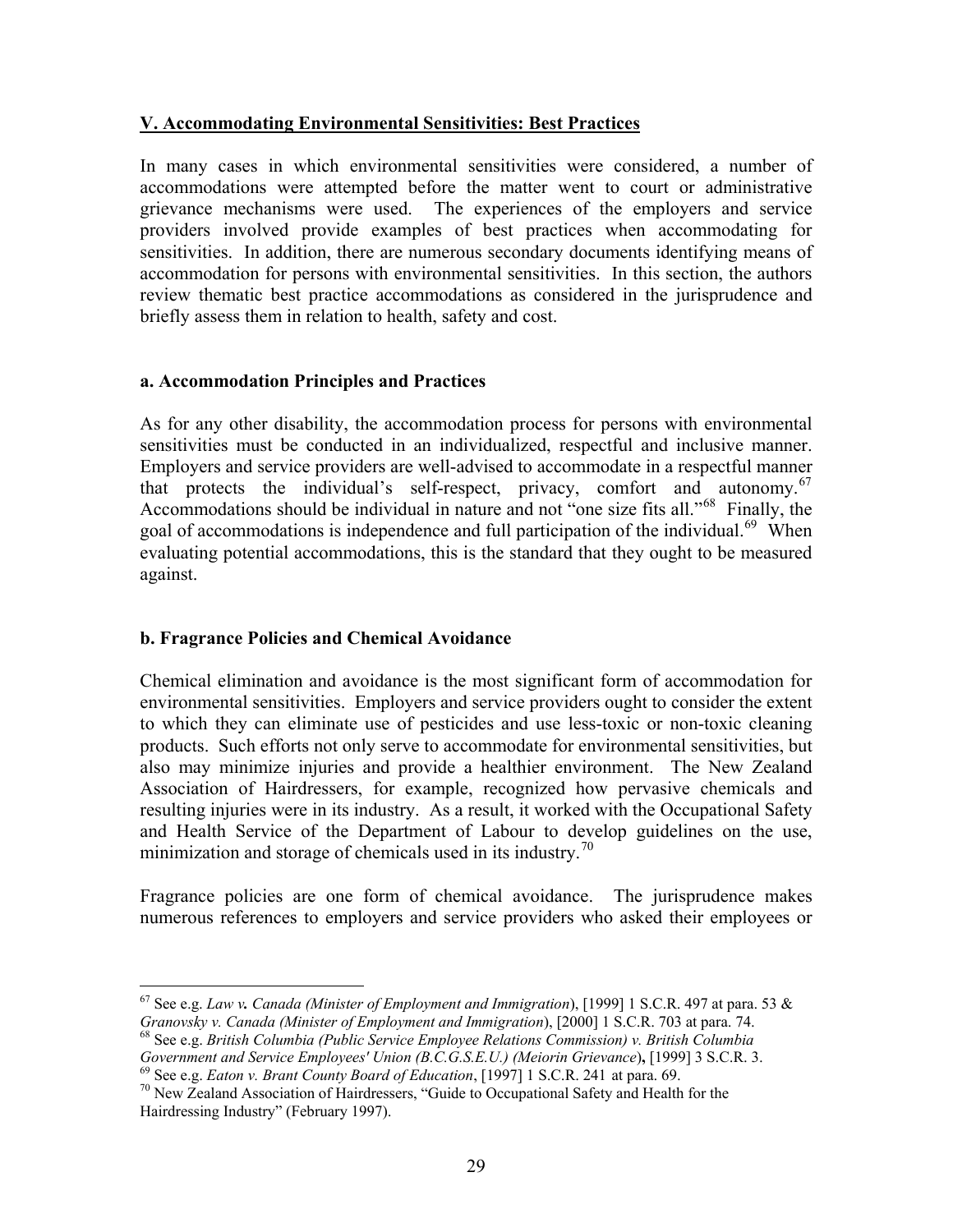## V. Accommodating Environmental Sensitivities: Best Practices

In many cases in which environmental sensitivities were considered, a number of accommodations were attempted before the matter went to court or administrative grievance mechanisms were used. The experiences of the employers and service providers involved provide examples of best practices when accommodating for sensitivities. In addition, there are numerous secondary documents identifying means of accommodation for persons with environmental sensitivities. In this section, the authors review thematic best practice accommodations as considered in the jurisprudence and briefly assess them in relation to health, safety and cost.

### a. Accommodation Principles and Practices

As for any other disability, the accommodation process for persons with environmental sensitivities must be conducted in an individualized, respectful and inclusive manner. Employers and service providers are well-advised to accommodate in a respectful manner that protects the individual's self-respect, privacy, comfort and autonomy.[67] Accommodations should be individual in nature and not "one size fits all."[68] Finally, the goal of accommodations is independence and full participation of the individual.[69] When evaluating potential accommodations, this is the standard that they ought to be measured against.

### b. Fragrance Policies and Chemical Avoidance

Chemical elimination and avoidance is the most significant form of accommodation for environmental sensitivities. Employers and service providers ought to consider the extent to which they can eliminate use of pesticides and use less-toxic or non-toxic cleaning products. Such efforts not only serve to accommodate for environmental sensitivities, but also may minimize injuries and provide a healthier environment. The New Zealand Association of Hairdressers, for example, recognized how pervasive chemicals and resulting injuries were in its industry. As a result, it worked with the Occupational Safety and Health Service of the Department of Labour to develop guidelines on the use, minimization and storage of chemicals used in its industry.[70]

Fragrance policies are one form of chemical avoidance. The jurisprudence makes numerous references to employers and service providers who asked their employees or

---

[67] See e.g. *Law v. Canada (Minister of Employment and Immigration)*, [1999] 1 S.C.R. 497 at para. 53 & *Granovsky v. Canada (Minister of Employment and Immigration)*, [2000] 1 S.C.R. 703 at para. 74.

[68] See e.g. *British Columbia (Public Service Employee Relations Commission) v. British Columbia Government and Service Employees' Union (B.C.G.S.E.U.) (Meiorin Grievance)*, [1999] 3 S.C.R. 3.

[69] See e.g. *Eaton v. Brant County Board of Education*, [1997] 1 S.C.R. 241 at para. 69.

[70] New Zealand Association of Hairdressers, "Guide to Occupational Safety and Health for the Hairdressing Industry" (February 1997).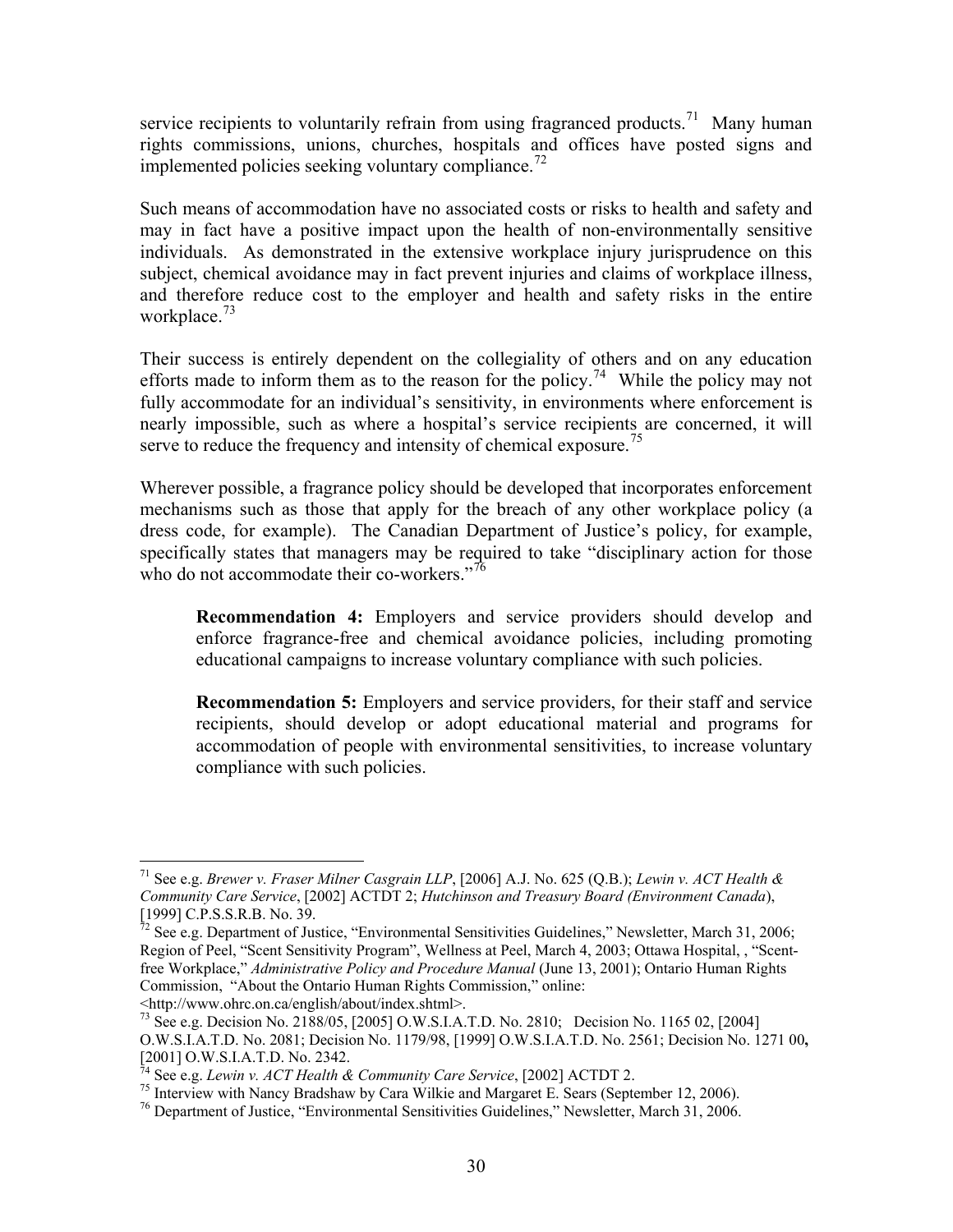service recipients to voluntarily refrain from using fragranced products.[71] Many human rights commissions, unions, churches, hospitals and offices have posted signs and implemented policies seeking voluntary compliance.[72]

Such means of accommodation have no associated costs or risks to health and safety and may in fact have a positive impact upon the health of non-environmentally sensitive individuals. As demonstrated in the extensive workplace injury jurisprudence on this subject, chemical avoidance may in fact prevent injuries and claims of workplace illness, and therefore reduce cost to the employer and health and safety risks in the entire workplace.[73]

Their success is entirely dependent on the collegiality of others and on any education efforts made to inform them as to the reason for the policy.[74] While the policy may not fully accommodate for an individual's sensitivity, in environments where enforcement is nearly impossible, such as where a hospital's service recipients are concerned, it will serve to reduce the frequency and intensity of chemical exposure.[75]

Wherever possible, a fragrance policy should be developed that incorporates enforcement mechanisms such as those that apply for the breach of any other workplace policy (a dress code, for example). The Canadian Department of Justice's policy, for example, specifically states that managers may be required to take "disciplinary action for those who do not accommodate their co-workers."[76]

> **Recommendation 4:** Employers and service providers should develop and enforce fragrance-free and chemical avoidance policies, including promoting educational campaigns to increase voluntary compliance with such policies.
>
> **Recommendation 5:** Employers and service providers, for their staff and service recipients, should develop or adopt educational material and programs for accommodation of people with environmental sensitivities, to increase voluntary compliance with such policies.

---

[71] See e.g. *Brewer v. Fraser Milner Casgrain LLP*, [2006] A.J. No. 625 (Q.B.); *Lewin v. ACT Health & Community Care Service*, [2002] ACTDT 2; *Hutchinson and Treasury Board (Environment Canada)*, [1999] C.P.S.S.R.B. No. 39.

[72] See e.g. Department of Justice, "Environmental Sensitivities Guidelines," Newsletter, March 31, 2006; Region of Peel, "Scent Sensitivity Program", Wellness at Peel, March 4, 2003; Ottawa Hospital, , "Scent-free Workplace," *Administrative Policy and Procedure Manual* (June 13, 2001); Ontario Human Rights Commission, "About the Ontario Human Rights Commission," online: <http://www.ohrc.on.ca/english/about/index.shtml>.

[73] See e.g. Decision No. 2188/05, [2005] O.W.S.I.A.T.D. No. 2810; Decision No. 1165 02, [2004] O.W.S.I.A.T.D. No. 2081; Decision No. 1179/98, [1999] O.W.S.I.A.T.D. No. 2561; Decision No. 1271 00**,** [2001] O.W.S.I.A.T.D. No. 2342.

[74] See e.g. *Lewin v. ACT Health & Community Care Service*, [2002] ACTDT 2.

[75] Interview with Nancy Bradshaw by Cara Wilkie and Margaret E. Sears (September 12, 2006).

[76] Department of Justice, "Environmental Sensitivities Guidelines," Newsletter, March 31, 2006.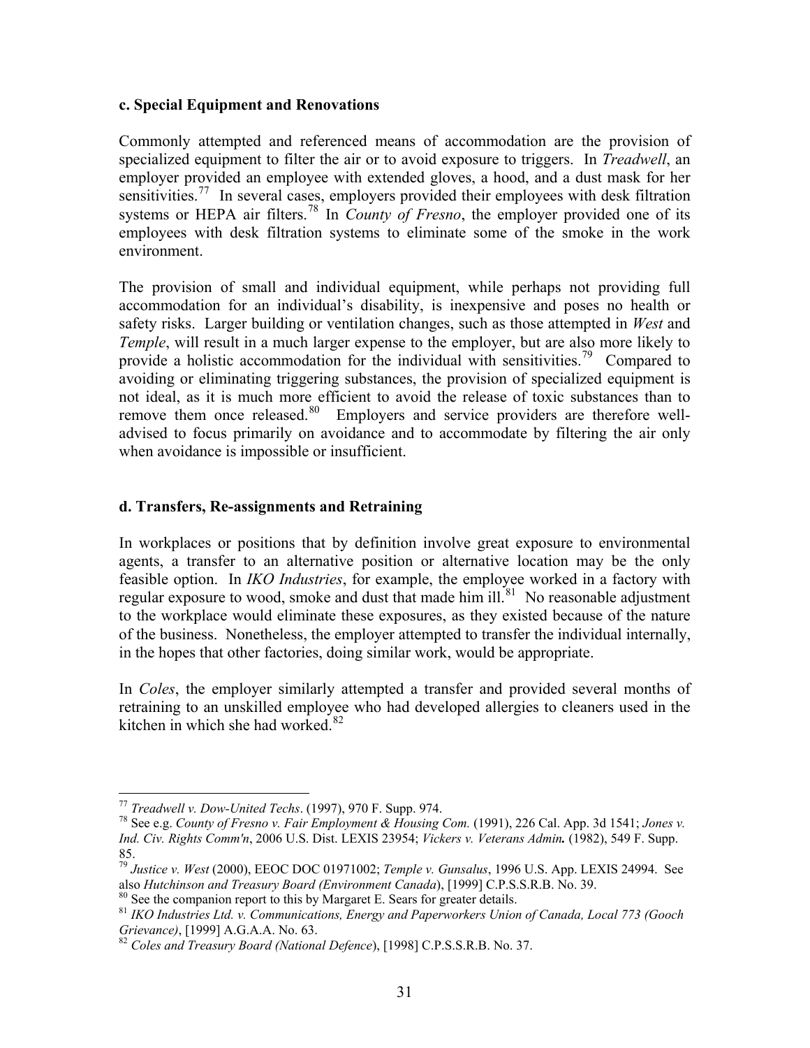### c. Special Equipment and Renovations

Commonly attempted and referenced means of accommodation are the provision of specialized equipment to filter the air or to avoid exposure to triggers. In *Treadwell*, an employer provided an employee with extended gloves, a hood, and a dust mask for her sensitivities.[77] In several cases, employers provided their employees with desk filtration systems or HEPA air filters.[78] In *County of Fresno*, the employer provided one of its employees with desk filtration systems to eliminate some of the smoke in the work environment.

The provision of small and individual equipment, while perhaps not providing full accommodation for an individual's disability, is inexpensive and poses no health or safety risks. Larger building or ventilation changes, such as those attempted in *West* and *Temple*, will result in a much larger expense to the employer, but are also more likely to provide a holistic accommodation for the individual with sensitivities.[79] Compared to avoiding or eliminating triggering substances, the provision of specialized equipment is not ideal, as it is much more efficient to avoid the release of toxic substances than to remove them once released.[80] Employers and service providers are therefore well-advised to focus primarily on avoidance and to accommodate by filtering the air only when avoidance is impossible or insufficient.

### d. Transfers, Re-assignments and Retraining

In workplaces or positions that by definition involve great exposure to environmental agents, a transfer to an alternative position or alternative location may be the only feasible option. In *IKO Industries*, for example, the employee worked in a factory with regular exposure to wood, smoke and dust that made him ill.[81] No reasonable adjustment to the workplace would eliminate these exposures, as they existed because of the nature of the business. Nonetheless, the employer attempted to transfer the individual internally, in the hopes that other factories, doing similar work, would be appropriate.

In *Coles*, the employer similarly attempted a transfer and provided several months of retraining to an unskilled employee who had developed allergies to cleaners used in the kitchen in which she had worked.[82]

---

[77] *Treadwell v. Dow-United Techs*. (1997), 970 F. Supp. 974.

[78] See e.g. *County of Fresno v. Fair Employment & Housing Com.* (1991), 226 Cal. App. 3d 1541; *Jones v. Ind. Civ. Rights Comm'n*, 2006 U.S. Dist. LEXIS 23954; *Vickers v. Veterans Admin.* (1982), 549 F. Supp. 85.

[79] *Justice v. West* (2000), EEOC DOC 01971002; *Temple v. Gunsalus*, 1996 U.S. App. LEXIS 24994. See also *Hutchinson and Treasury Board (Environment Canada*), [1999] C.P.S.S.R.B. No. 39.

[80] See the companion report to this by Margaret E. Sears for greater details.

[81] *IKO Industries Ltd. v. Communications, Energy and Paperworkers Union of Canada, Local 773 (Gooch Grievance)*, [1999] A.G.A.A. No. 63.

[82] *Coles and Treasury Board (National Defence*), [1998] C.P.S.S.R.B. No. 37.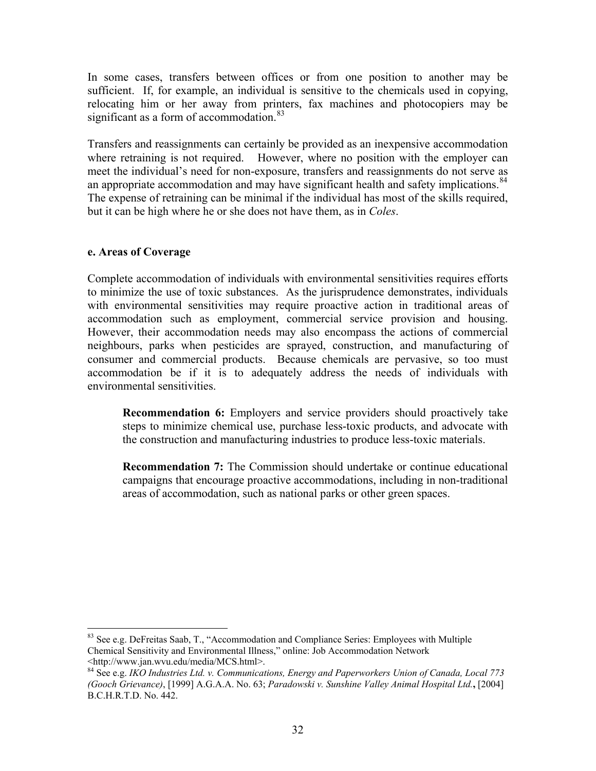In some cases, transfers between offices or from one position to another may be sufficient. If, for example, an individual is sensitive to the chemicals used in copying, relocating him or her away from printers, fax machines and photocopiers may be significant as a form of accommodation.[83]

Transfers and reassignments can certainly be provided as an inexpensive accommodation where retraining is not required. However, where no position with the employer can meet the individual's need for non-exposure, transfers and reassignments do not serve as an appropriate accommodation and may have significant health and safety implications.[84] The expense of retraining can be minimal if the individual has most of the skills required, but it can be high where he or she does not have them, as in *Coles*.

#### e. Areas of Coverage

Complete accommodation of individuals with environmental sensitivities requires efforts to minimize the use of toxic substances. As the jurisprudence demonstrates, individuals with environmental sensitivities may require proactive action in traditional areas of accommodation such as employment, commercial service provision and housing. However, their accommodation needs may also encompass the actions of commercial neighbours, parks when pesticides are sprayed, construction, and manufacturing of consumer and commercial products. Because chemicals are pervasive, so too must accommodation be if it is to adequately address the needs of individuals with environmental sensitivities.

> **Recommendation 6:** Employers and service providers should proactively take steps to minimize chemical use, purchase less-toxic products, and advocate with the construction and manufacturing industries to produce less-toxic materials.
>
> **Recommendation 7:** The Commission should undertake or continue educational campaigns that encourage proactive accommodations, including in non-traditional areas of accommodation, such as national parks or other green spaces.

---

[83] See e.g. DeFreitas Saab, T., "Accommodation and Compliance Series: Employees with Multiple Chemical Sensitivity and Environmental Illness," online: Job Accommodation Network <http://www.jan.wvu.edu/media/MCS.html>.

[84] See e.g. *IKO Industries Ltd. v. Communications, Energy and Paperworkers Union of Canada, Local 773 (Gooch Grievance)*, [1999] A.G.A.A. No. 63; *Paradowski v. Sunshine Valley Animal Hospital Ltd.*, [2004] B.C.H.R.T.D. No. 442.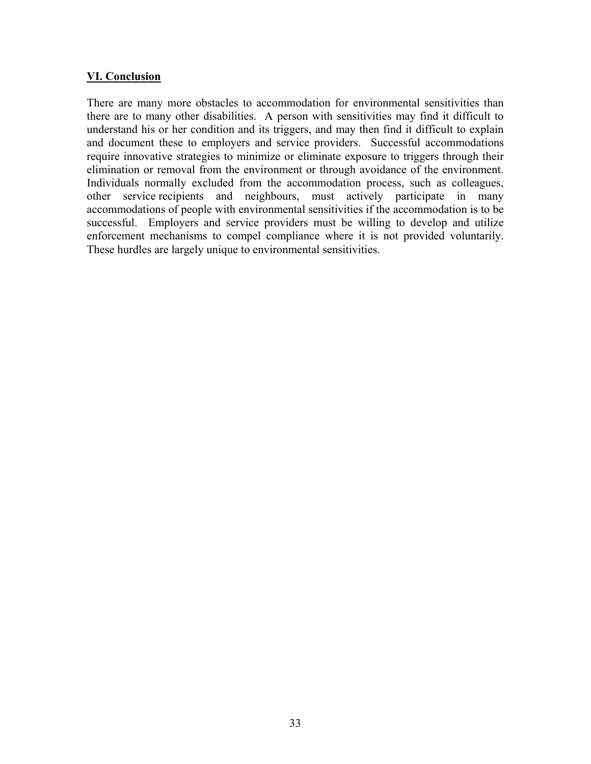## VI. Conclusion

There are many more obstacles to accommodation for environmental sensitivities than there are to many other disabilities. A person with sensitivities may find it difficult to understand his or her condition and its triggers, and may then find it difficult to explain and document these to employers and service providers. Successful accommodations require innovative strategies to minimize or eliminate exposure to triggers through their elimination or removal from the environment or through avoidance of the environment. Individuals normally excluded from the accommodation process, such as colleagues, other service recipients and neighbours, must actively participate in many accommodations of people with environmental sensitivities if the accommodation is to be successful. Employers and service providers must be willing to develop and utilize enforcement mechanisms to compel compliance where it is not provided voluntarily. These hurdles are largely unique to environmental sensitivities.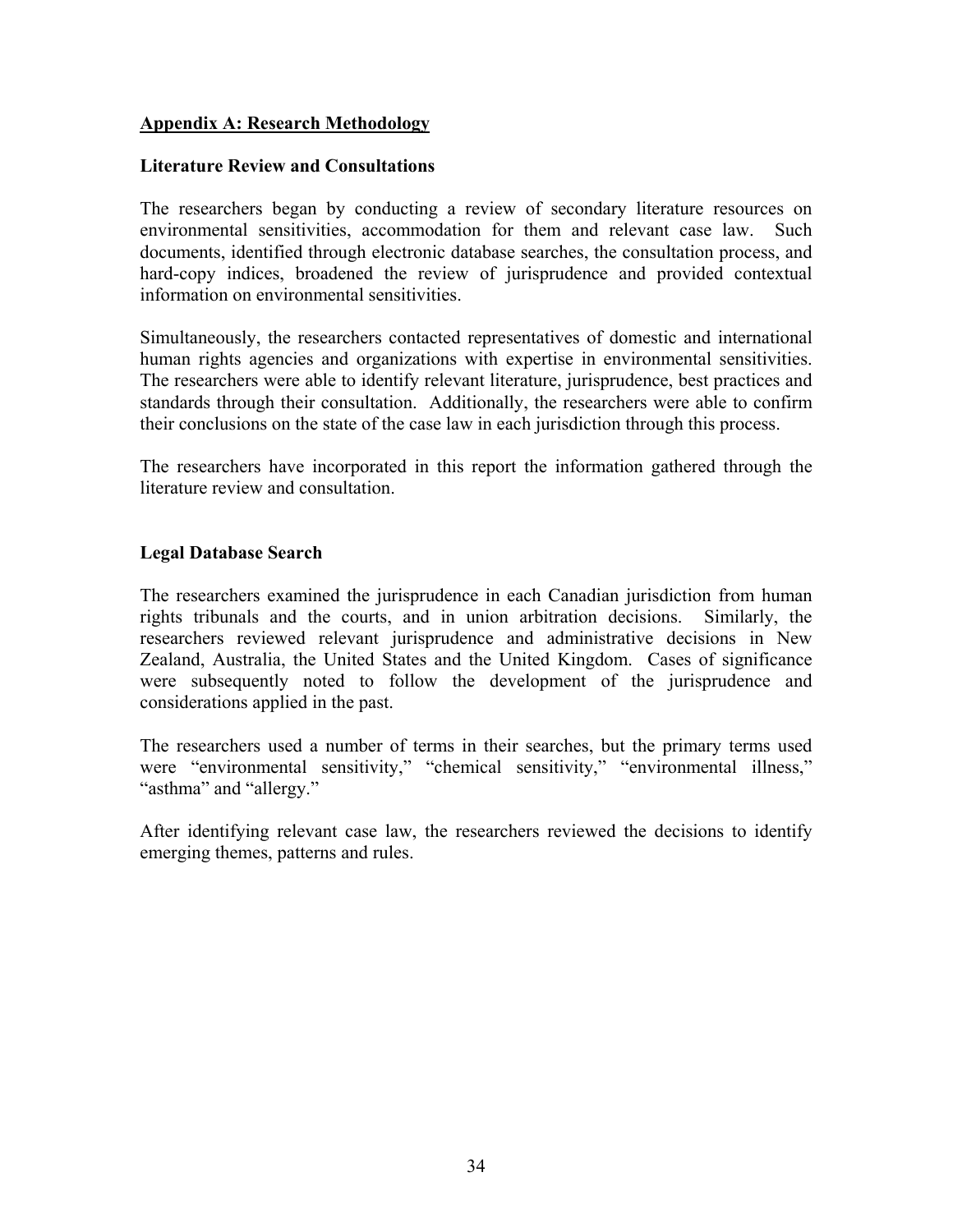## Appendix A: Research Methodology

### Literature Review and Consultations

The researchers began by conducting a review of secondary literature resources on environmental sensitivities, accommodation for them and relevant case law. Such documents, identified through electronic database searches, the consultation process, and hard-copy indices, broadened the review of jurisprudence and provided contextual information on environmental sensitivities.

Simultaneously, the researchers contacted representatives of domestic and international human rights agencies and organizations with expertise in environmental sensitivities. The researchers were able to identify relevant literature, jurisprudence, best practices and standards through their consultation. Additionally, the researchers were able to confirm their conclusions on the state of the case law in each jurisdiction through this process.

The researchers have incorporated in this report the information gathered through the literature review and consultation.

### Legal Database Search

The researchers examined the jurisprudence in each Canadian jurisdiction from human rights tribunals and the courts, and in union arbitration decisions. Similarly, the researchers reviewed relevant jurisprudence and administrative decisions in New Zealand, Australia, the United States and the United Kingdom. Cases of significance were subsequently noted to follow the development of the jurisprudence and considerations applied in the past.

The researchers used a number of terms in their searches, but the primary terms used were "environmental sensitivity," "chemical sensitivity," "environmental illness," "asthma" and "allergy."

After identifying relevant case law, the researchers reviewed the decisions to identify emerging themes, patterns and rules.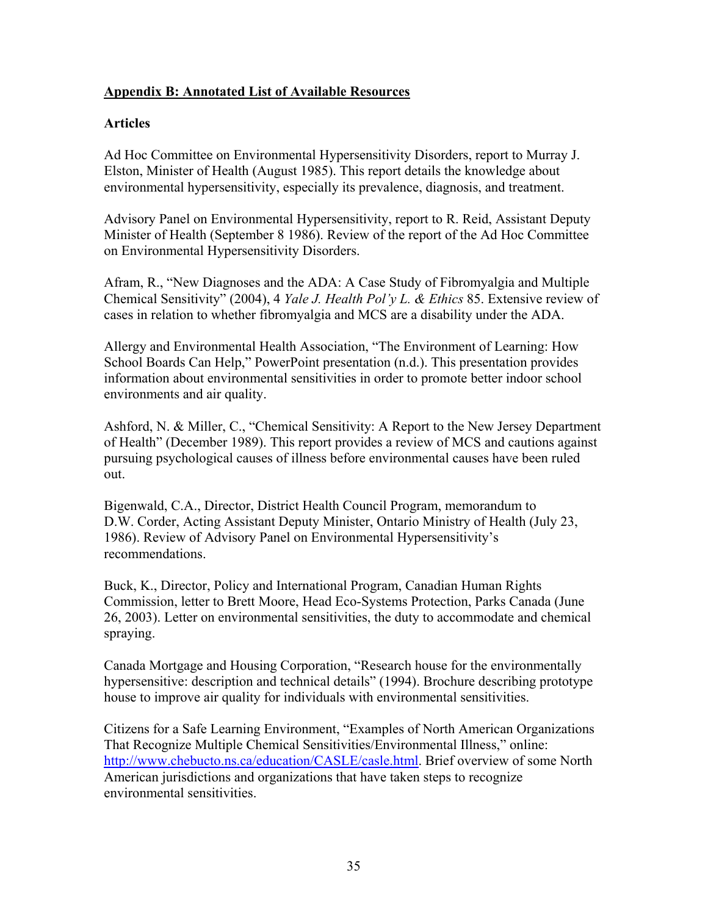## Appendix B: Annotated List of Available Resources

### Articles

Ad Hoc Committee on Environmental Hypersensitivity Disorders, report to Murray J. Elston, Minister of Health (August 1985). This report details the knowledge about environmental hypersensitivity, especially its prevalence, diagnosis, and treatment.

Advisory Panel on Environmental Hypersensitivity, report to R. Reid, Assistant Deputy Minister of Health (September 8 1986). Review of the report of the Ad Hoc Committee on Environmental Hypersensitivity Disorders.

Afram, R., "New Diagnoses and the ADA: A Case Study of Fibromyalgia and Multiple Chemical Sensitivity" (2004), 4 *Yale J. Health Pol'y L. & Ethics* 85. Extensive review of cases in relation to whether fibromyalgia and MCS are a disability under the ADA.

Allergy and Environmental Health Association, "The Environment of Learning: How School Boards Can Help," PowerPoint presentation (n.d.). This presentation provides information about environmental sensitivities in order to promote better indoor school environments and air quality.

Ashford, N. & Miller, C., "Chemical Sensitivity: A Report to the New Jersey Department of Health" (December 1989). This report provides a review of MCS and cautions against pursuing psychological causes of illness before environmental causes have been ruled out.

Bigenwald, C.A., Director, District Health Council Program, memorandum to D.W. Corder, Acting Assistant Deputy Minister, Ontario Ministry of Health (July 23, 1986). Review of Advisory Panel on Environmental Hypersensitivity's recommendations.

Buck, K., Director, Policy and International Program, Canadian Human Rights Commission, letter to Brett Moore, Head Eco-Systems Protection, Parks Canada (June 26, 2003). Letter on environmental sensitivities, the duty to accommodate and chemical spraying.

Canada Mortgage and Housing Corporation, "Research house for the environmentally hypersensitive: description and technical details" (1994). Brochure describing prototype house to improve air quality for individuals with environmental sensitivities.

Citizens for a Safe Learning Environment, "Examples of North American Organizations That Recognize Multiple Chemical Sensitivities/Environmental Illness," online: http://www.chebucto.ns.ca/education/CASLE/casle.html. Brief overview of some North American jurisdictions and organizations that have taken steps to recognize environmental sensitivities.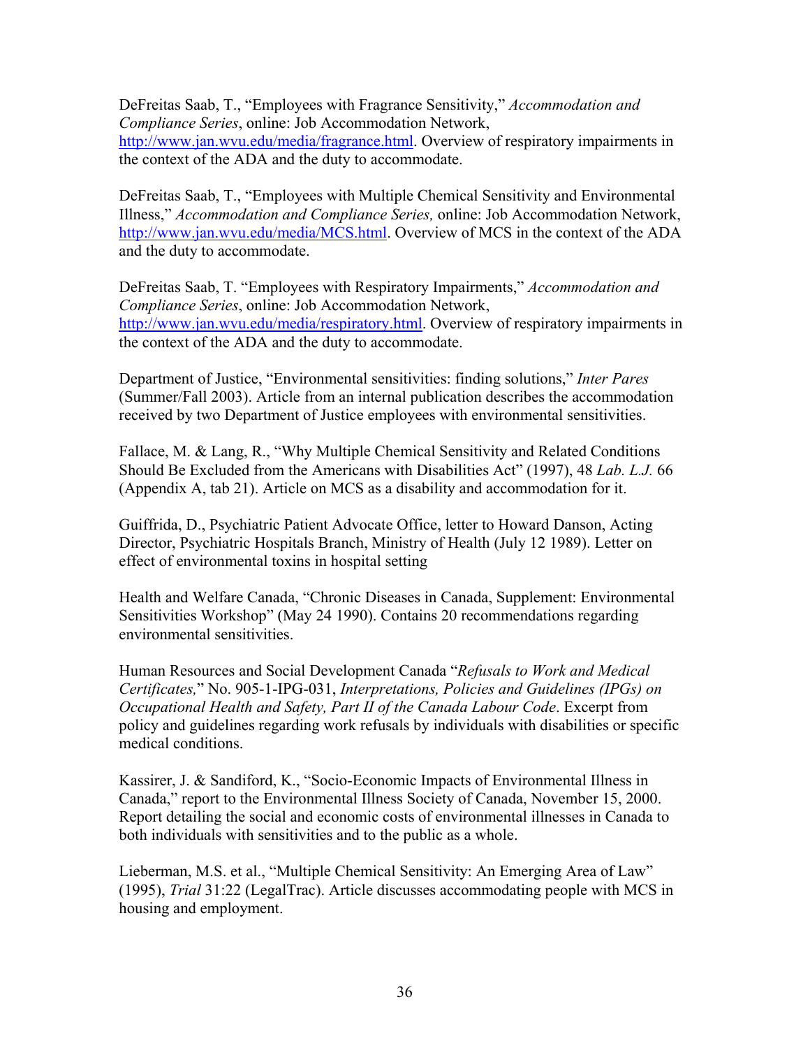DeFreitas Saab, T., "Employees with Fragrance Sensitivity," *Accommodation and Compliance Series*, online: Job Accommodation Network, http://www.jan.wvu.edu/media/fragrance.html. Overview of respiratory impairments in the context of the ADA and the duty to accommodate.

DeFreitas Saab, T., "Employees with Multiple Chemical Sensitivity and Environmental Illness," *Accommodation and Compliance Series,* online: Job Accommodation Network, http://www.jan.wvu.edu/media/MCS.html. Overview of MCS in the context of the ADA and the duty to accommodate.

DeFreitas Saab, T. "Employees with Respiratory Impairments," *Accommodation and Compliance Series*, online: Job Accommodation Network, http://www.jan.wvu.edu/media/respiratory.html. Overview of respiratory impairments in the context of the ADA and the duty to accommodate.

Department of Justice, "Environmental sensitivities: finding solutions," *Inter Pares* (Summer/Fall 2003). Article from an internal publication describes the accommodation received by two Department of Justice employees with environmental sensitivities.

Fallace, M. & Lang, R., "Why Multiple Chemical Sensitivity and Related Conditions Should Be Excluded from the Americans with Disabilities Act" (1997), 48 *Lab. L.J.* 66 (Appendix A, tab 21). Article on MCS as a disability and accommodation for it.

Guiffrida, D., Psychiatric Patient Advocate Office, letter to Howard Danson, Acting Director, Psychiatric Hospitals Branch, Ministry of Health (July 12 1989). Letter on effect of environmental toxins in hospital setting

Health and Welfare Canada, "Chronic Diseases in Canada, Supplement: Environmental Sensitivities Workshop" (May 24 1990). Contains 20 recommendations regarding environmental sensitivities.

Human Resources and Social Development Canada "*Refusals to Work and Medical Certificates,*" No. 905-1-IPG-031, *Interpretations, Policies and Guidelines (IPGs) on Occupational Health and Safety, Part II of the Canada Labour Code*. Excerpt from policy and guidelines regarding work refusals by individuals with disabilities or specific medical conditions.

Kassirer, J. & Sandiford, K., "Socio-Economic Impacts of Environmental Illness in Canada," report to the Environmental Illness Society of Canada, November 15, 2000. Report detailing the social and economic costs of environmental illnesses in Canada to both individuals with sensitivities and to the public as a whole.

Lieberman, M.S. et al., "Multiple Chemical Sensitivity: An Emerging Area of Law" (1995), *Trial* 31:22 (LegalTrac). Article discusses accommodating people with MCS in housing and employment.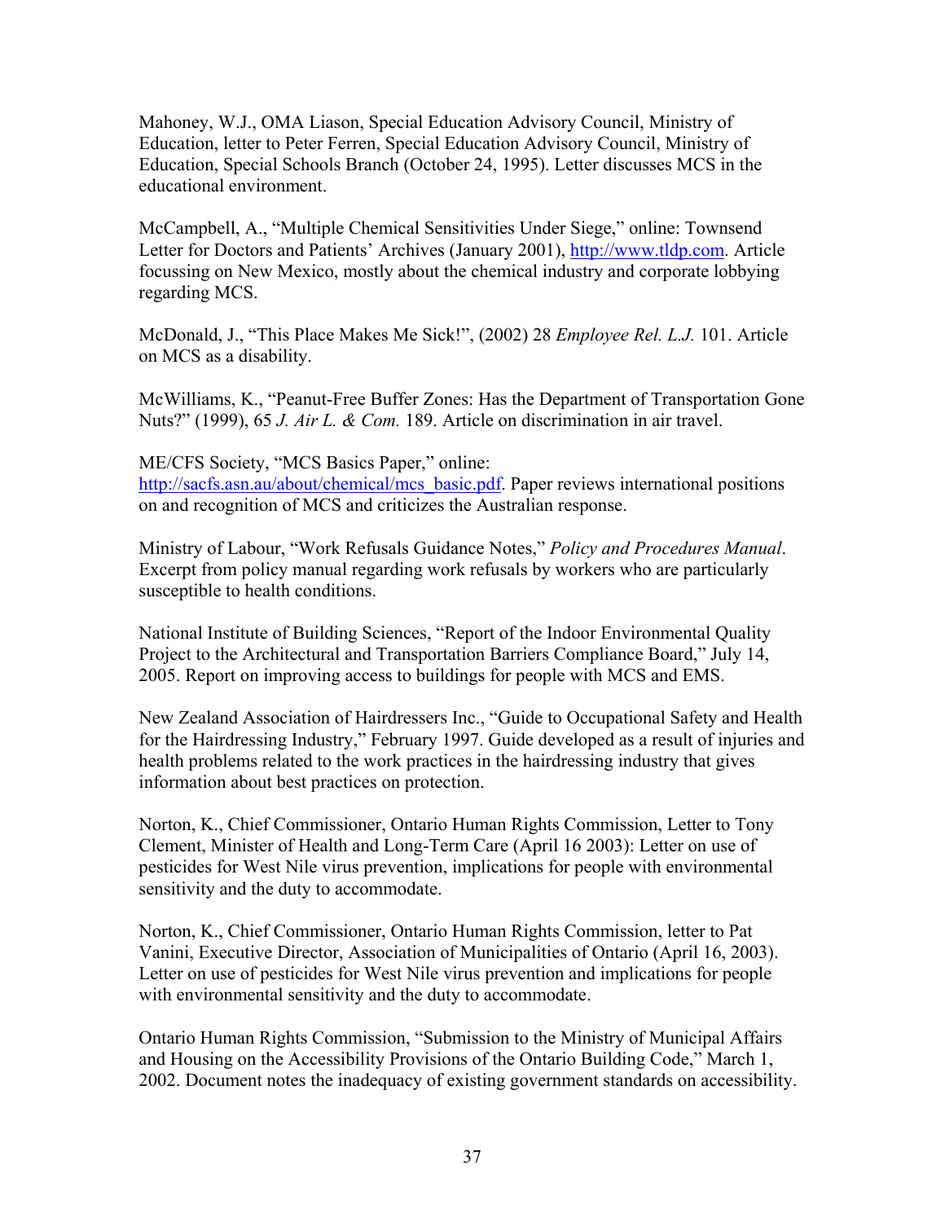Mahoney, W.J., OMA Liason, Special Education Advisory Council, Ministry of Education, letter to Peter Ferren, Special Education Advisory Council, Ministry of Education, Special Schools Branch (October 24, 1995). Letter discusses MCS in the educational environment.

McCampbell, A., "Multiple Chemical Sensitivities Under Siege," online: Townsend Letter for Doctors and Patients' Archives (January 2001), http://www.tldp.com. Article focussing on New Mexico, mostly about the chemical industry and corporate lobbying regarding MCS.

McDonald, J., "This Place Makes Me Sick!", (2002) 28 *Employee Rel. L.J.* 101. Article on MCS as a disability.

McWilliams, K., "Peanut-Free Buffer Zones: Has the Department of Transportation Gone Nuts?" (1999), 65 *J. Air L. & Com.* 189. Article on discrimination in air travel.

ME/CFS Society, "MCS Basics Paper," online: http://sacfs.asn.au/about/chemical/mcs_basic.pdf. Paper reviews international positions on and recognition of MCS and criticizes the Australian response.

Ministry of Labour, "Work Refusals Guidance Notes," *Policy and Procedures Manual*. Excerpt from policy manual regarding work refusals by workers who are particularly susceptible to health conditions.

National Institute of Building Sciences, "Report of the Indoor Environmental Quality Project to the Architectural and Transportation Barriers Compliance Board," July 14, 2005. Report on improving access to buildings for people with MCS and EMS.

New Zealand Association of Hairdressers Inc., "Guide to Occupational Safety and Health for the Hairdressing Industry," February 1997. Guide developed as a result of injuries and health problems related to the work practices in the hairdressing industry that gives information about best practices on protection.

Norton, K., Chief Commissioner, Ontario Human Rights Commission, Letter to Tony Clement, Minister of Health and Long-Term Care (April 16 2003): Letter on use of pesticides for West Nile virus prevention, implications for people with environmental sensitivity and the duty to accommodate.

Norton, K., Chief Commissioner, Ontario Human Rights Commission, letter to Pat Vanini, Executive Director, Association of Municipalities of Ontario (April 16, 2003). Letter on use of pesticides for West Nile virus prevention and implications for people with environmental sensitivity and the duty to accommodate.

Ontario Human Rights Commission, "Submission to the Ministry of Municipal Affairs and Housing on the Accessibility Provisions of the Ontario Building Code," March 1, 2002. Document notes the inadequacy of existing government standards on accessibility.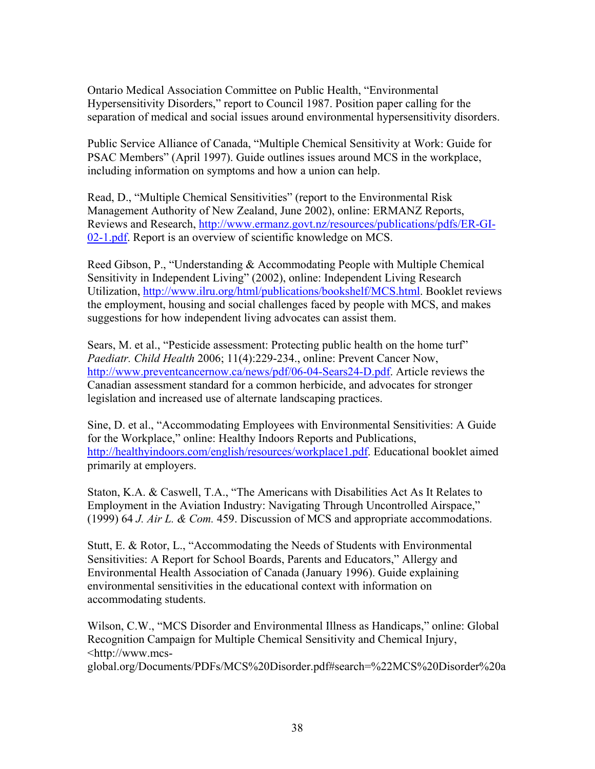Ontario Medical Association Committee on Public Health, "Environmental Hypersensitivity Disorders," report to Council 1987. Position paper calling for the separation of medical and social issues around environmental hypersensitivity disorders.

Public Service Alliance of Canada, "Multiple Chemical Sensitivity at Work: Guide for PSAC Members" (April 1997). Guide outlines issues around MCS in the workplace, including information on symptoms and how a union can help.

Read, D., "Multiple Chemical Sensitivities" (report to the Environmental Risk Management Authority of New Zealand, June 2002), online: ERMANZ Reports, Reviews and Research, http://www.ermanz.govt.nz/resources/publications/pdfs/ER-GI-02-1.pdf. Report is an overview of scientific knowledge on MCS.

Reed Gibson, P., "Understanding & Accommodating People with Multiple Chemical Sensitivity in Independent Living" (2002), online: Independent Living Research Utilization, http://www.ilru.org/html/publications/bookshelf/MCS.html. Booklet reviews the employment, housing and social challenges faced by people with MCS, and makes suggestions for how independent living advocates can assist them.

Sears, M. et al., "Pesticide assessment: Protecting public health on the home turf" *Paediatr. Child Health* 2006; 11(4):229-234., online: Prevent Cancer Now, http://www.preventcancernow.ca/news/pdf/06-04-Sears24-D.pdf. Article reviews the Canadian assessment standard for a common herbicide, and advocates for stronger legislation and increased use of alternate landscaping practices.

Sine, D. et al., "Accommodating Employees with Environmental Sensitivities: A Guide for the Workplace," online: Healthy Indoors Reports and Publications, http://healthyindoors.com/english/resources/workplace1.pdf. Educational booklet aimed primarily at employers.

Staton, K.A. & Caswell, T.A., "The Americans with Disabilities Act As It Relates to Employment in the Aviation Industry: Navigating Through Uncontrolled Airspace," (1999) 64 *J. Air L. & Com.* 459. Discussion of MCS and appropriate accommodations.

Stutt, E. & Rotor, L., "Accommodating the Needs of Students with Environmental Sensitivities: A Report for School Boards, Parents and Educators," Allergy and Environmental Health Association of Canada (January 1996). Guide explaining environmental sensitivities in the educational context with information on accommodating students.

Wilson, C.W., "MCS Disorder and Environmental Illness as Handicaps," online: Global Recognition Campaign for Multiple Chemical Sensitivity and Chemical Injury, <http://www.mcs-global.org/Documents/PDFs/MCS%20Disorder.pdf#search=%22MCS%20Disorder%20a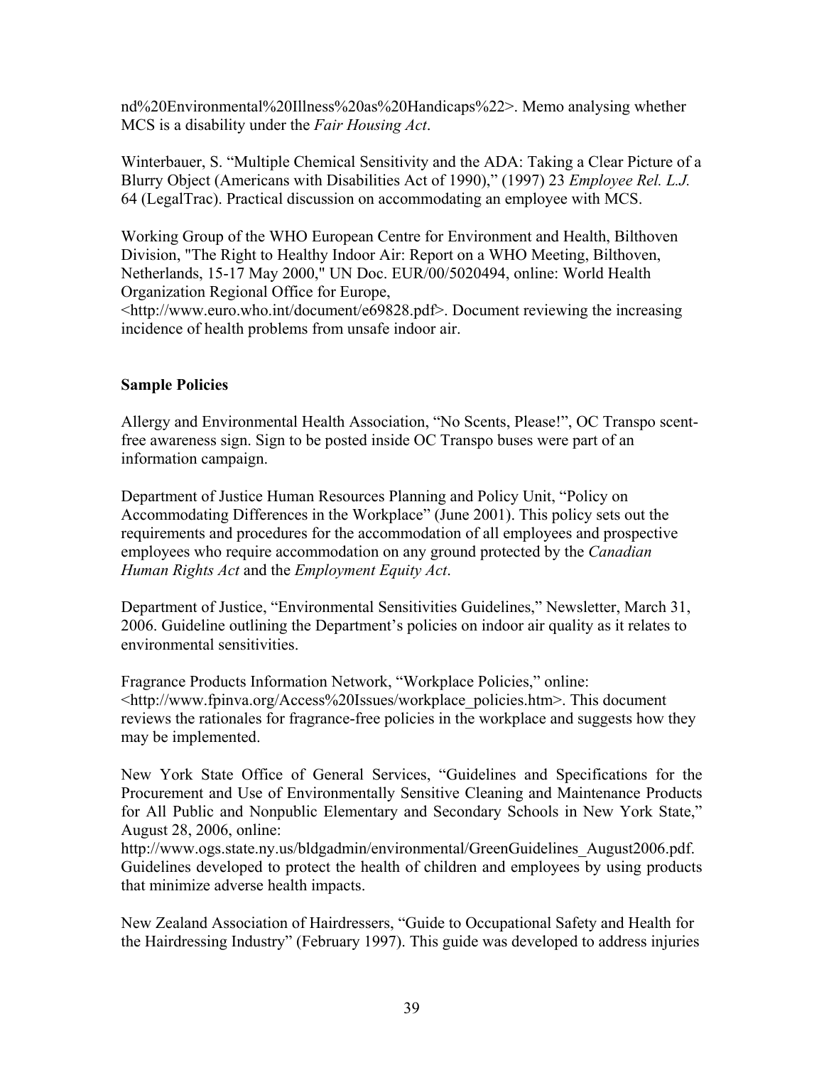nd%20Environmental%20Illness%20as%20Handicaps%22>. Memo analysing whether MCS is a disability under the *Fair Housing Act*.

Winterbauer, S. "Multiple Chemical Sensitivity and the ADA: Taking a Clear Picture of a Blurry Object (Americans with Disabilities Act of 1990)," (1997) 23 *Employee Rel. L.J.* 64 (LegalTrac). Practical discussion on accommodating an employee with MCS.

Working Group of the WHO European Centre for Environment and Health, Bilthoven Division, "The Right to Healthy Indoor Air: Report on a WHO Meeting, Bilthoven, Netherlands, 15-17 May 2000," UN Doc. EUR/00/5020494, online: World Health Organization Regional Office for Europe, <http://www.euro.who.int/document/e69828.pdf>. Document reviewing the increasing incidence of health problems from unsafe indoor air.

## Sample Policies

Allergy and Environmental Health Association, "No Scents, Please!", OC Transpo scent-free awareness sign. Sign to be posted inside OC Transpo buses were part of an information campaign.

Department of Justice Human Resources Planning and Policy Unit, "Policy on Accommodating Differences in the Workplace" (June 2001). This policy sets out the requirements and procedures for the accommodation of all employees and prospective employees who require accommodation on any ground protected by the *Canadian Human Rights Act* and the *Employment Equity Act*.

Department of Justice, "Environmental Sensitivities Guidelines," Newsletter, March 31, 2006. Guideline outlining the Department's policies on indoor air quality as it relates to environmental sensitivities.

Fragrance Products Information Network, "Workplace Policies," online: <http://www.fpinva.org/Access%20Issues/workplace_policies.htm>. This document reviews the rationales for fragrance-free policies in the workplace and suggests how they may be implemented.

New York State Office of General Services, "Guidelines and Specifications for the Procurement and Use of Environmentally Sensitive Cleaning and Maintenance Products for All Public and Nonpublic Elementary and Secondary Schools in New York State," August 28, 2006, online: http://www.ogs.state.ny.us/bldgadmin/environmental/GreenGuidelines_August2006.pdf. Guidelines developed to protect the health of children and employees by using products that minimize adverse health impacts.

New Zealand Association of Hairdressers, "Guide to Occupational Safety and Health for the Hairdressing Industry" (February 1997). This guide was developed to address injuries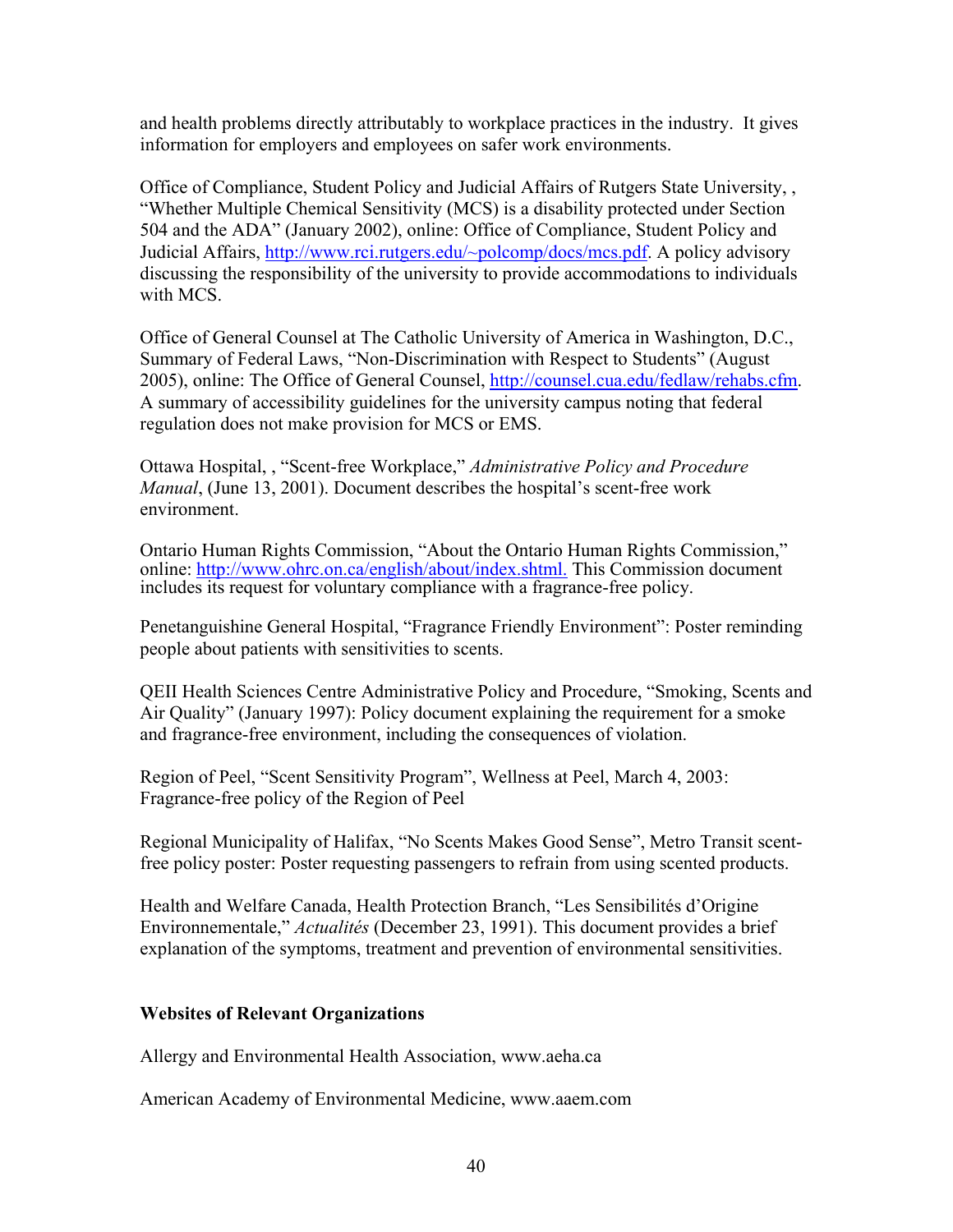and health problems directly attributably to workplace practices in the industry. It gives information for employers and employees on safer work environments.

Office of Compliance, Student Policy and Judicial Affairs of Rutgers State University, , "Whether Multiple Chemical Sensitivity (MCS) is a disability protected under Section 504 and the ADA" (January 2002), online: Office of Compliance, Student Policy and Judicial Affairs, http://www.rci.rutgers.edu/~polcomp/docs/mcs.pdf. A policy advisory discussing the responsibility of the university to provide accommodations to individuals with MCS.

Office of General Counsel at The Catholic University of America in Washington, D.C., Summary of Federal Laws, "Non-Discrimination with Respect to Students" (August 2005), online: The Office of General Counsel, http://counsel.cua.edu/fedlaw/rehabs.cfm. A summary of accessibility guidelines for the university campus noting that federal regulation does not make provision for MCS or EMS.

Ottawa Hospital, , "Scent-free Workplace," *Administrative Policy and Procedure Manual*, (June 13, 2001). Document describes the hospital's scent-free work environment.

Ontario Human Rights Commission, "About the Ontario Human Rights Commission," online: http://www.ohrc.on.ca/english/about/index.shtml. This Commission document includes its request for voluntary compliance with a fragrance-free policy.

Penetanguishine General Hospital, "Fragrance Friendly Environment": Poster reminding people about patients with sensitivities to scents.

QEII Health Sciences Centre Administrative Policy and Procedure, "Smoking, Scents and Air Quality" (January 1997): Policy document explaining the requirement for a smoke and fragrance-free environment, including the consequences of violation.

Region of Peel, "Scent Sensitivity Program", Wellness at Peel, March 4, 2003: Fragrance-free policy of the Region of Peel

Regional Municipality of Halifax, "No Scents Makes Good Sense", Metro Transit scent-free policy poster: Poster requesting passengers to refrain from using scented products.

Health and Welfare Canada, Health Protection Branch, "Les Sensibilités d'Origine Environnementale," *Actualités* (December 23, 1991). This document provides a brief explanation of the symptoms, treatment and prevention of environmental sensitivities.

**Websites of Relevant Organizations**

Allergy and Environmental Health Association, www.aeha.ca

American Academy of Environmental Medicine, www.aaem.com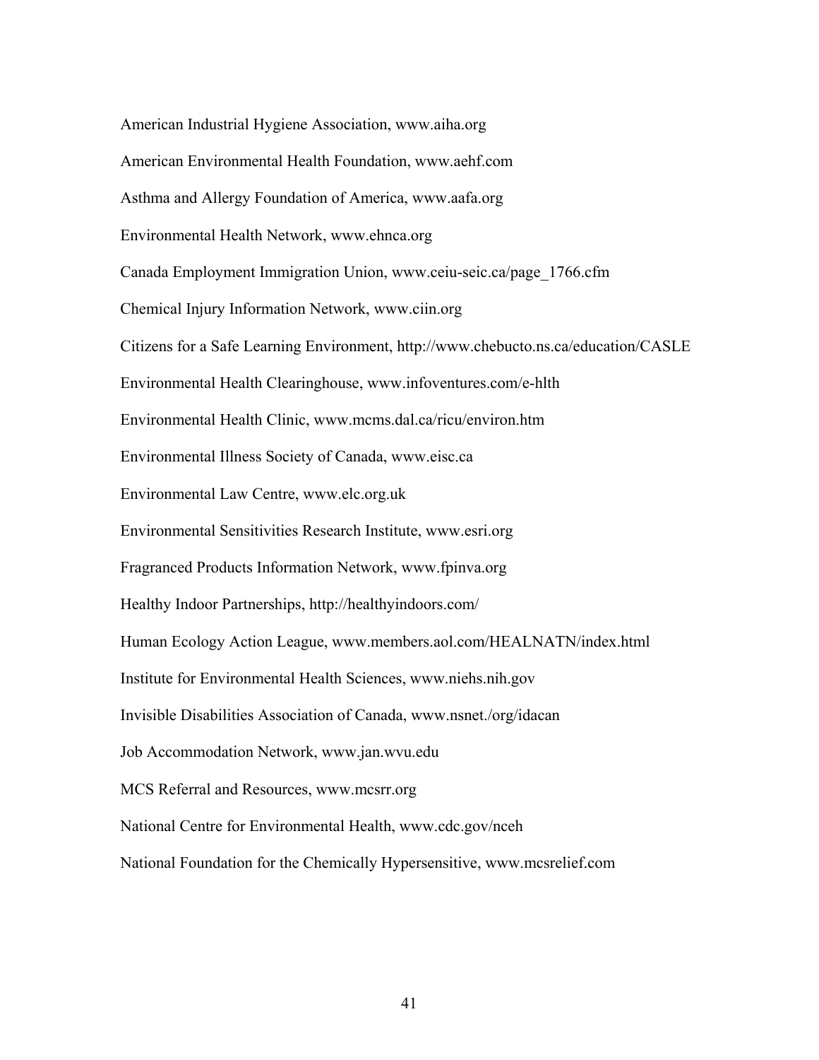American Industrial Hygiene Association, www.aiha.org

American Environmental Health Foundation, www.aehf.com

Asthma and Allergy Foundation of America, www.aafa.org

Environmental Health Network, www.ehnca.org

Canada Employment Immigration Union, www.ceiu-seic.ca/page_1766.cfm

Chemical Injury Information Network, www.ciin.org

Citizens for a Safe Learning Environment, http://www.chebucto.ns.ca/education/CASLE

Environmental Health Clearinghouse, www.infoventures.com/e-hlth

Environmental Health Clinic, www.mcms.dal.ca/ricu/environ.htm

Environmental Illness Society of Canada, www.eisc.ca

Environmental Law Centre, www.elc.org.uk

Environmental Sensitivities Research Institute, www.esri.org

Fragranced Products Information Network, www.fpinva.org

Healthy Indoor Partnerships, http://healthyindoors.com/

Human Ecology Action League, www.members.aol.com/HEALNATN/index.html

Institute for Environmental Health Sciences, www.niehs.nih.gov

Invisible Disabilities Association of Canada, www.nsnet./org/idacan

Job Accommodation Network, www.jan.wvu.edu

MCS Referral and Resources, www.mcsrr.org

National Centre for Environmental Health, www.cdc.gov/nceh

National Foundation for the Chemically Hypersensitive, www.mcsrelief.com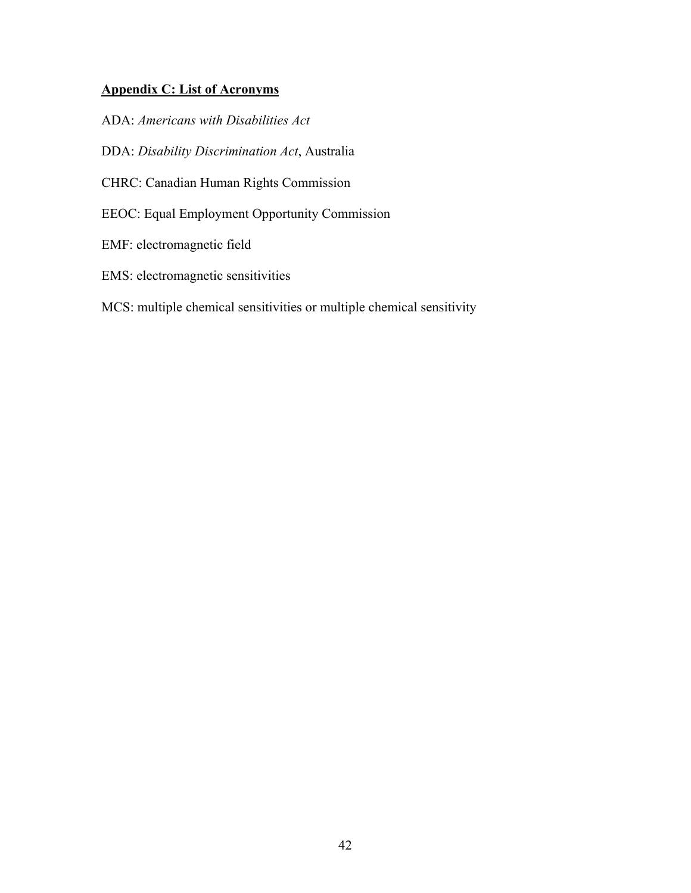## **Appendix C: List of Acronyms**

ADA: *Americans with Disabilities Act*

DDA: *Disability Discrimination Act*, Australia

CHRC: Canadian Human Rights Commission

EEOC: Equal Employment Opportunity Commission

EMF: electromagnetic field

EMS: electromagnetic sensitivities

MCS: multiple chemical sensitivities or multiple chemical sensitivity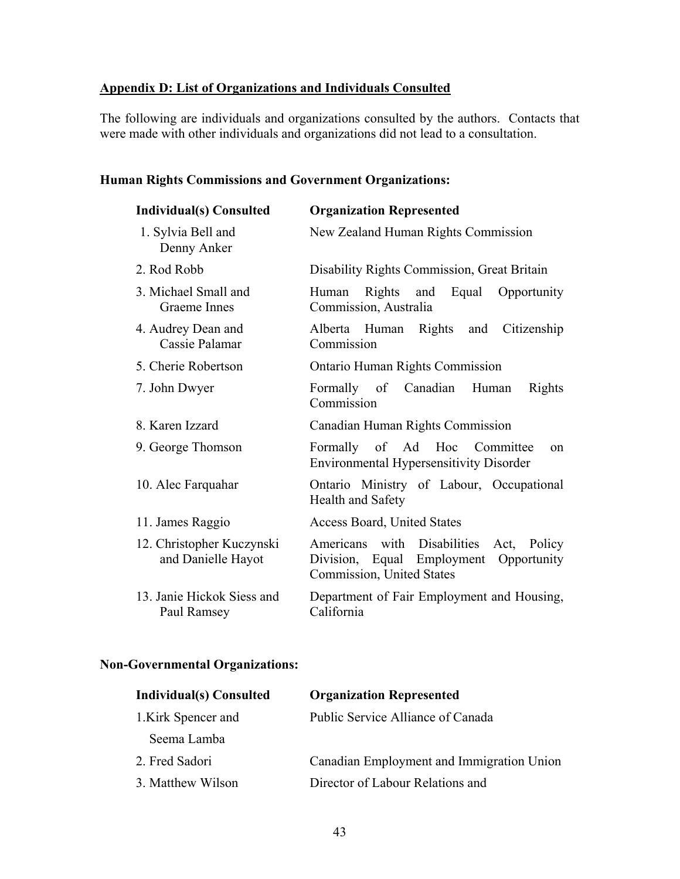**Appendix D: List of Organizations and Individuals Consulted**

The following are individuals and organizations consulted by the authors. Contacts that were made with other individuals and organizations did not lead to a consultation.

**Human Rights Commissions and Government Organizations:**

| Individual(s) Consulted | Organization Represented |
|---|---|
| 1. Sylvia Bell and Denny Anker | New Zealand Human Rights Commission |
| 2. Rod Robb | Disability Rights Commission, Great Britain |
| 3. Michael Small and Graeme Innes | Human Rights and Equal Opportunity Commission, Australia |
| 4. Audrey Dean and Cassie Palamar | Alberta Human Rights and Citizenship Commission |
| 5. Cherie Robertson | Ontario Human Rights Commission |
| 7. John Dwyer | Formally of Canadian Human Rights Commission |
| 8. Karen Izzard | Canadian Human Rights Commission |
| 9. George Thomson | Formally of Ad Hoc Committee on Environmental Hypersensitivity Disorder |
| 10. Alec Farquahar | Ontario Ministry of Labour, Occupational Health and Safety |
| 11. James Raggio | Access Board, United States |
| 12. Christopher Kuczynski and Danielle Hayot | Americans with Disabilities Act, Policy Division, Equal Employment Opportunity Commission, United States |
| 13. Janie Hickok Siess and Paul Ramsey | Department of Fair Employment and Housing, California |

**Non-Governmental Organizations:**

| Individual(s) Consulted | Organization Represented |
|---|---|
| 1.Kirk Spencer and Seema Lamba | Public Service Alliance of Canada |
| 2. Fred Sadori | Canadian Employment and Immigration Union |
| 3. Matthew Wilson | Director of Labour Relations and |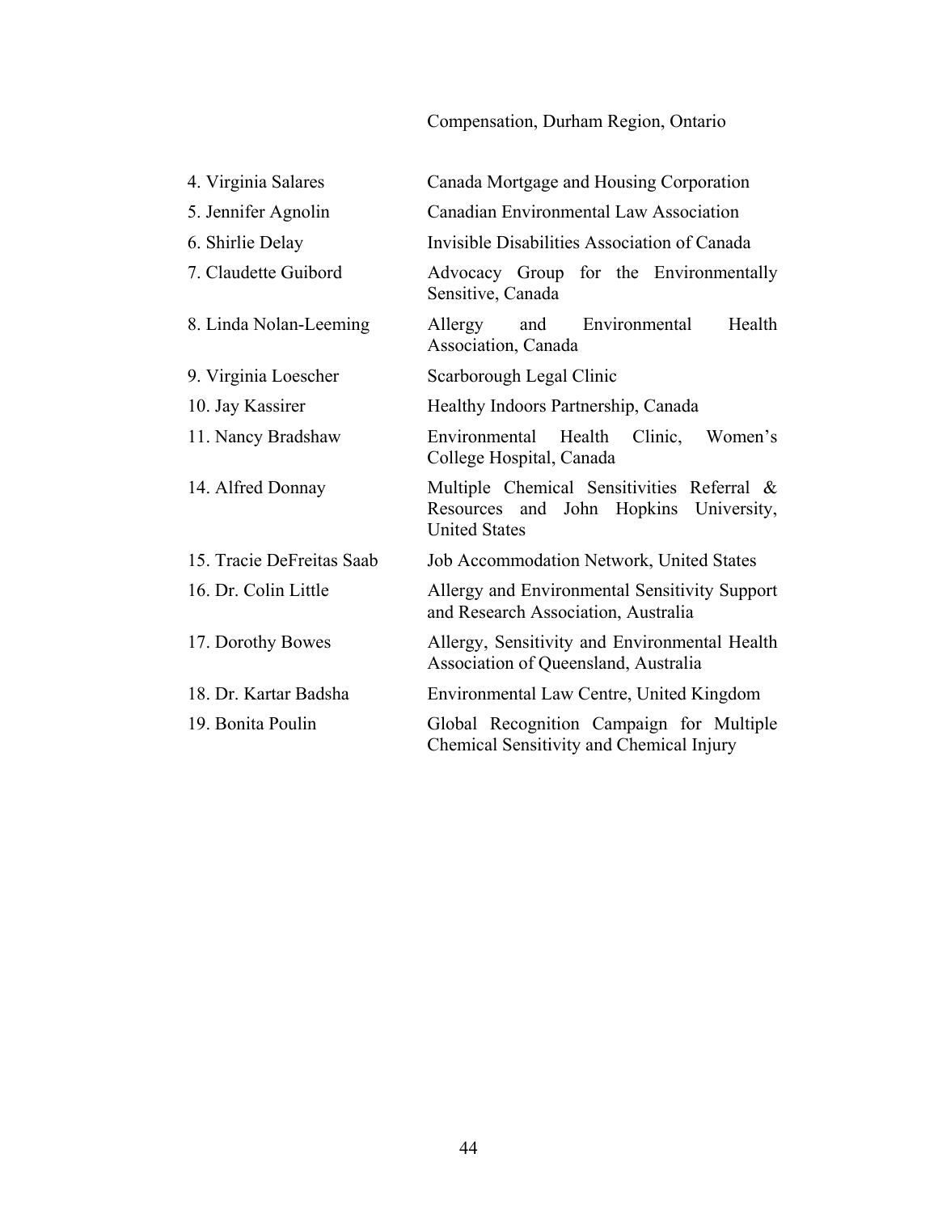| | |
|---|---|
| | Compensation, Durham Region, Ontario |
| 4. Virginia Salares | Canada Mortgage and Housing Corporation |
| 5. Jennifer Agnolin | Canadian Environmental Law Association |
| 6. Shirlie Delay | Invisible Disabilities Association of Canada |
| 7. Claudette Guibord | Advocacy Group for the Environmentally Sensitive, Canada |
| 8. Linda Nolan-Leeming | Allergy and Environmental Health Association, Canada |
| 9. Virginia Loescher | Scarborough Legal Clinic |
| 10. Jay Kassirer | Healthy Indoors Partnership, Canada |
| 11. Nancy Bradshaw | Environmental Health Clinic, Women's College Hospital, Canada |
| 14. Alfred Donnay | Multiple Chemical Sensitivities Referral & Resources and John Hopkins University, United States |
| 15. Tracie DeFreitas Saab | Job Accommodation Network, United States |
| 16. Dr. Colin Little | Allergy and Environmental Sensitivity Support and Research Association, Australia |
| 17. Dorothy Bowes | Allergy, Sensitivity and Environmental Health Association of Queensland, Australia |
| 18. Dr. Kartar Badsha | Environmental Law Centre, United Kingdom |
| 19. Bonita Poulin | Global Recognition Campaign for Multiple Chemical Sensitivity and Chemical Injury |